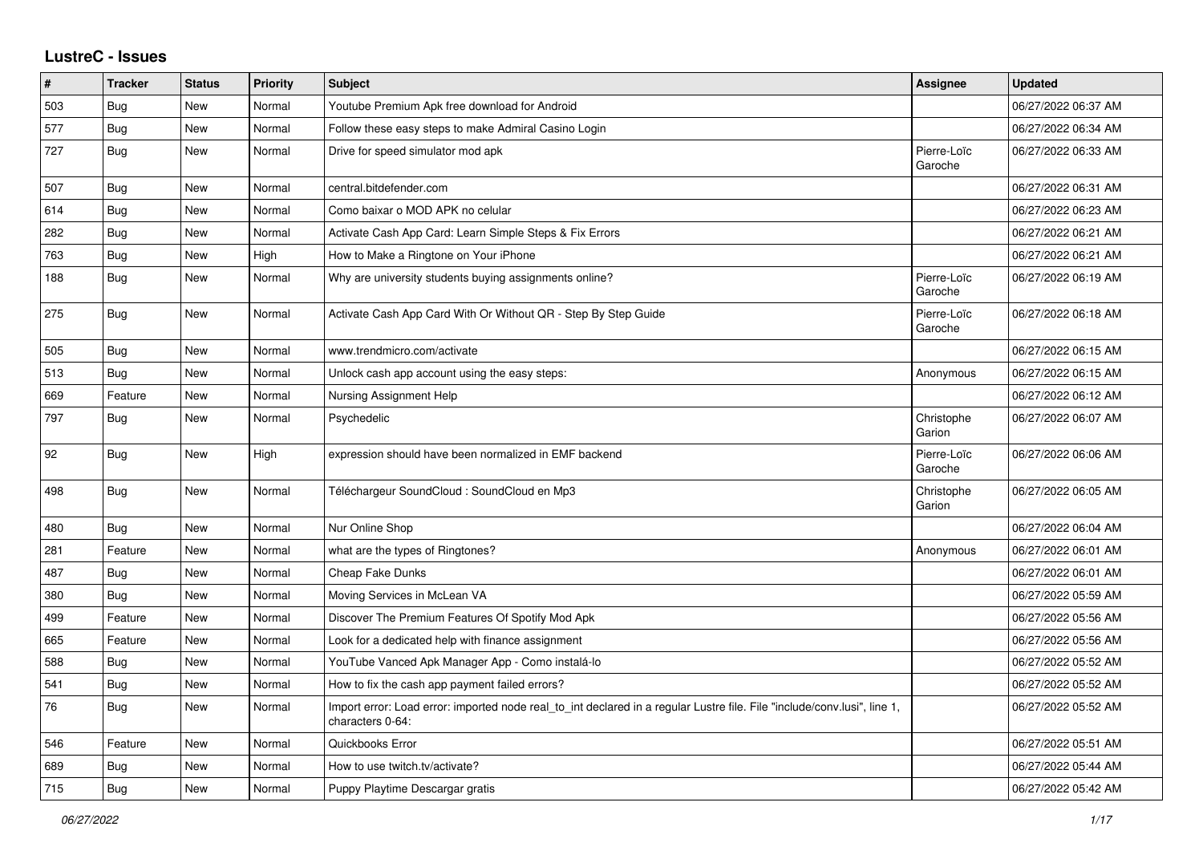# LustreC - Issues

| # | Tracker | Status | Priority | Subject | Assignee | Updated |
|---|---|---|---|---|---|---|
| 503 | Bug | New | Normal | Youtube Premium Apk free download for Android | | 06/27/2022 06:37 AM |
| 577 | Bug | New | Normal | Follow these easy steps to make Admiral Casino Login | | 06/27/2022 06:34 AM |
| 727 | Bug | New | Normal | Drive for speed simulator mod apk | Pierre-Loïc Garoche | 06/27/2022 06:33 AM |
| 507 | Bug | New | Normal | central.bitdefender.com | | 06/27/2022 06:31 AM |
| 614 | Bug | New | Normal | Como baixar o MOD APK no celular | | 06/27/2022 06:23 AM |
| 282 | Bug | New | Normal | Activate Cash App Card: Learn Simple Steps & Fix Errors | | 06/27/2022 06:21 AM |
| 763 | Bug | New | High | How to Make a Ringtone on Your iPhone | | 06/27/2022 06:21 AM |
| 188 | Bug | New | Normal | Why are university students buying assignments online? | Pierre-Loïc Garoche | 06/27/2022 06:19 AM |
| 275 | Bug | New | Normal | Activate Cash App Card With Or Without QR - Step By Step Guide | Pierre-Loïc Garoche | 06/27/2022 06:18 AM |
| 505 | Bug | New | Normal | www.trendmicro.com/activate | | 06/27/2022 06:15 AM |
| 513 | Bug | New | Normal | Unlock cash app account using the easy steps: | Anonymous | 06/27/2022 06:15 AM |
| 669 | Feature | New | Normal | Nursing Assignment Help | | 06/27/2022 06:12 AM |
| 797 | Bug | New | Normal | Psychedelic | Christophe Garion | 06/27/2022 06:07 AM |
| 92 | Bug | New | High | expression should have been normalized in EMF backend | Pierre-Loïc Garoche | 06/27/2022 06:06 AM |
| 498 | Bug | New | Normal | Téléchargeur SoundCloud : SoundCloud en Mp3 | Christophe Garion | 06/27/2022 06:05 AM |
| 480 | Bug | New | Normal | Nur Online Shop | | 06/27/2022 06:04 AM |
| 281 | Feature | New | Normal | what are the types of Ringtones? | Anonymous | 06/27/2022 06:01 AM |
| 487 | Bug | New | Normal | Cheap Fake Dunks | | 06/27/2022 06:01 AM |
| 380 | Bug | New | Normal | Moving Services in McLean VA | | 06/27/2022 05:59 AM |
| 499 | Feature | New | Normal | Discover The Premium Features Of Spotify Mod Apk | | 06/27/2022 05:56 AM |
| 665 | Feature | New | Normal | Look for a dedicated help with finance assignment | | 06/27/2022 05:56 AM |
| 588 | Bug | New | Normal | YouTube Vanced Apk Manager App - Como instalá-lo | | 06/27/2022 05:52 AM |
| 541 | Bug | New | Normal | How to fix the cash app payment failed errors? | | 06/27/2022 05:52 AM |
| 76 | Bug | New | Normal | Import error: Load error: imported node real_to_int declared in a regular Lustre file. File "include/conv.lusi", line 1, characters 0-64: | | 06/27/2022 05:52 AM |
| 546 | Feature | New | Normal | Quickbooks Error | | 06/27/2022 05:51 AM |
| 689 | Bug | New | Normal | How to use twitch.tv/activate? | | 06/27/2022 05:44 AM |
| 715 | Bug | New | Normal | Puppy Playtime Descargar gratis | | 06/27/2022 05:42 AM |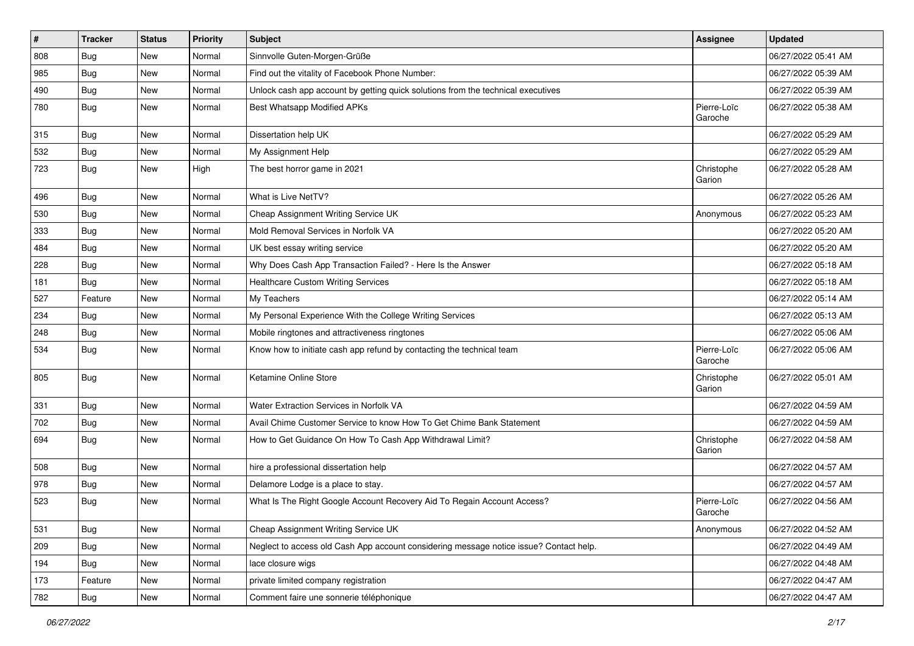| # | Tracker | Status | Priority | Subject | Assignee | Updated |
|---|---|---|---|---|---|---|
| 808 | Bug | New | Normal | Sinnvolle Guten-Morgen-Grüße | | 06/27/2022 05:41 AM |
| 985 | Bug | New | Normal | Find out the vitality of Facebook Phone Number: | | 06/27/2022 05:39 AM |
| 490 | Bug | New | Normal | Unlock cash app account by getting quick solutions from the technical executives | | 06/27/2022 05:39 AM |
| 780 | Bug | New | Normal | Best Whatsapp Modified APKs | Pierre-Loïc Garoche | 06/27/2022 05:38 AM |
| 315 | Bug | New | Normal | Dissertation help UK | | 06/27/2022 05:29 AM |
| 532 | Bug | New | Normal | My Assignment Help | | 06/27/2022 05:29 AM |
| 723 | Bug | New | High | The best horror game in 2021 | Christophe Garion | 06/27/2022 05:28 AM |
| 496 | Bug | New | Normal | What is Live NetTV? | | 06/27/2022 05:26 AM |
| 530 | Bug | New | Normal | Cheap Assignment Writing Service UK | Anonymous | 06/27/2022 05:23 AM |
| 333 | Bug | New | Normal | Mold Removal Services in Norfolk VA | | 06/27/2022 05:20 AM |
| 484 | Bug | New | Normal | UK best essay writing service | | 06/27/2022 05:20 AM |
| 228 | Bug | New | Normal | Why Does Cash App Transaction Failed? - Here Is the Answer | | 06/27/2022 05:18 AM |
| 181 | Bug | New | Normal | Healthcare Custom Writing Services | | 06/27/2022 05:18 AM |
| 527 | Feature | New | Normal | My Teachers | | 06/27/2022 05:14 AM |
| 234 | Bug | New | Normal | My Personal Experience With the College Writing Services | | 06/27/2022 05:13 AM |
| 248 | Bug | New | Normal | Mobile ringtones and attractiveness ringtones | | 06/27/2022 05:06 AM |
| 534 | Bug | New | Normal | Know how to initiate cash app refund by contacting the technical team | Pierre-Loïc Garoche | 06/27/2022 05:06 AM |
| 805 | Bug | New | Normal | Ketamine Online Store | Christophe Garion | 06/27/2022 05:01 AM |
| 331 | Bug | New | Normal | Water Extraction Services in Norfolk VA | | 06/27/2022 04:59 AM |
| 702 | Bug | New | Normal | Avail Chime Customer Service to know How To Get Chime Bank Statement | | 06/27/2022 04:59 AM |
| 694 | Bug | New | Normal | How to Get Guidance On How To Cash App Withdrawal Limit? | Christophe Garion | 06/27/2022 04:58 AM |
| 508 | Bug | New | Normal | hire a professional dissertation help | | 06/27/2022 04:57 AM |
| 978 | Bug | New | Normal | Delamore Lodge is a place to stay. | | 06/27/2022 04:57 AM |
| 523 | Bug | New | Normal | What Is The Right Google Account Recovery Aid To Regain Account Access? | Pierre-Loïc Garoche | 06/27/2022 04:56 AM |
| 531 | Bug | New | Normal | Cheap Assignment Writing Service UK | Anonymous | 06/27/2022 04:52 AM |
| 209 | Bug | New | Normal | Neglect to access old Cash App account considering message notice issue? Contact help. | | 06/27/2022 04:49 AM |
| 194 | Bug | New | Normal | lace closure wigs | | 06/27/2022 04:48 AM |
| 173 | Feature | New | Normal | private limited company registration | | 06/27/2022 04:47 AM |
| 782 | Bug | New | Normal | Comment faire une sonnerie téléphonique | | 06/27/2022 04:47 AM |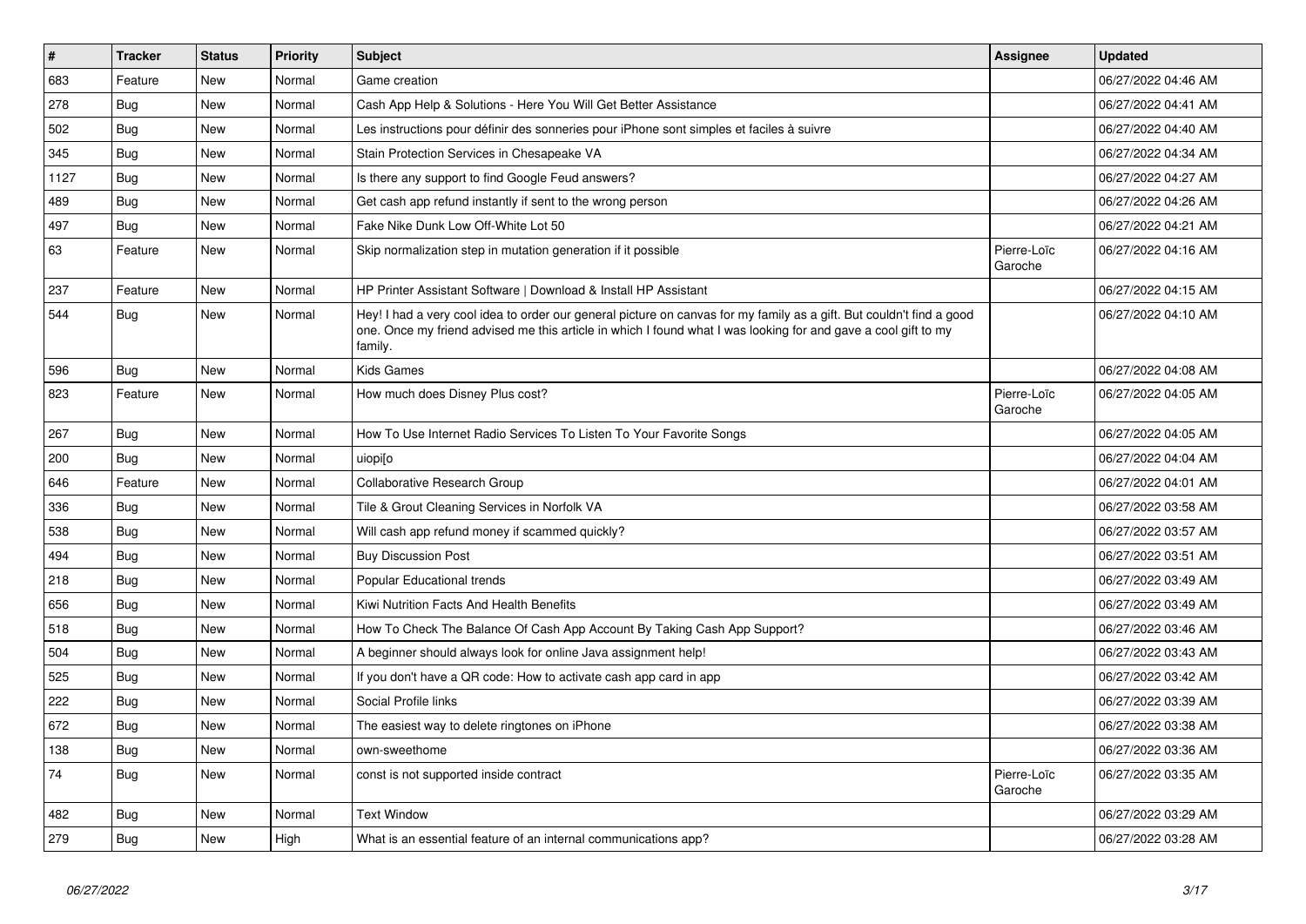| # | Tracker | Status | Priority | Subject | Assignee | Updated |
| --- | --- | --- | --- | --- | --- | --- |
| 683 | Feature | New | Normal | Game creation | | 06/27/2022 04:46 AM |
| 278 | Bug | New | Normal | Cash App Help & Solutions - Here You Will Get Better Assistance | | 06/27/2022 04:41 AM |
| 502 | Bug | New | Normal | Les instructions pour définir des sonneries pour iPhone sont simples et faciles à suivre | | 06/27/2022 04:40 AM |
| 345 | Bug | New | Normal | Stain Protection Services in Chesapeake VA | | 06/27/2022 04:34 AM |
| 1127 | Bug | New | Normal | Is there any support to find Google Feud answers? | | 06/27/2022 04:27 AM |
| 489 | Bug | New | Normal | Get cash app refund instantly if sent to the wrong person | | 06/27/2022 04:26 AM |
| 497 | Bug | New | Normal | Fake Nike Dunk Low Off-White Lot 50 | | 06/27/2022 04:21 AM |
| 63 | Feature | New | Normal | Skip normalization step in mutation generation if it possible | Pierre-Loïc Garoche | 06/27/2022 04:16 AM |
| 237 | Feature | New | Normal | HP Printer Assistant Software \| Download & Install HP Assistant | | 06/27/2022 04:15 AM |
| 544 | Bug | New | Normal | Hey! I had a very cool idea to order our general picture on canvas for my family as a gift. But couldn't find a good one. Once my friend advised me this article in which I found what I was looking for and gave a cool gift to my family. | | 06/27/2022 04:10 AM |
| 596 | Bug | New | Normal | Kids Games | | 06/27/2022 04:08 AM |
| 823 | Feature | New | Normal | How much does Disney Plus cost? | Pierre-Loïc Garoche | 06/27/2022 04:05 AM |
| 267 | Bug | New | Normal | How To Use Internet Radio Services To Listen To Your Favorite Songs | | 06/27/2022 04:05 AM |
| 200 | Bug | New | Normal | uiopi[o | | 06/27/2022 04:04 AM |
| 646 | Feature | New | Normal | Collaborative Research Group | | 06/27/2022 04:01 AM |
| 336 | Bug | New | Normal | Tile & Grout Cleaning Services in Norfolk VA | | 06/27/2022 03:58 AM |
| 538 | Bug | New | Normal | Will cash app refund money if scammed quickly? | | 06/27/2022 03:57 AM |
| 494 | Bug | New | Normal | Buy Discussion Post | | 06/27/2022 03:51 AM |
| 218 | Bug | New | Normal | Popular Educational trends | | 06/27/2022 03:49 AM |
| 656 | Bug | New | Normal | Kiwi Nutrition Facts And Health Benefits | | 06/27/2022 03:49 AM |
| 518 | Bug | New | Normal | How To Check The Balance Of Cash App Account By Taking Cash App Support? | | 06/27/2022 03:46 AM |
| 504 | Bug | New | Normal | A beginner should always look for online Java assignment help! | | 06/27/2022 03:43 AM |
| 525 | Bug | New | Normal | If you don't have a QR code: How to activate cash app card in app | | 06/27/2022 03:42 AM |
| 222 | Bug | New | Normal | Social Profile links | | 06/27/2022 03:39 AM |
| 672 | Bug | New | Normal | The easiest way to delete ringtones on iPhone | | 06/27/2022 03:38 AM |
| 138 | Bug | New | Normal | own-sweethome | | 06/27/2022 03:36 AM |
| 74 | Bug | New | Normal | const is not supported inside contract | Pierre-Loïc Garoche | 06/27/2022 03:35 AM |
| 482 | Bug | New | Normal | Text Window | | 06/27/2022 03:29 AM |
| 279 | Bug | New | High | What is an essential feature of an internal communications app? | | 06/27/2022 03:28 AM |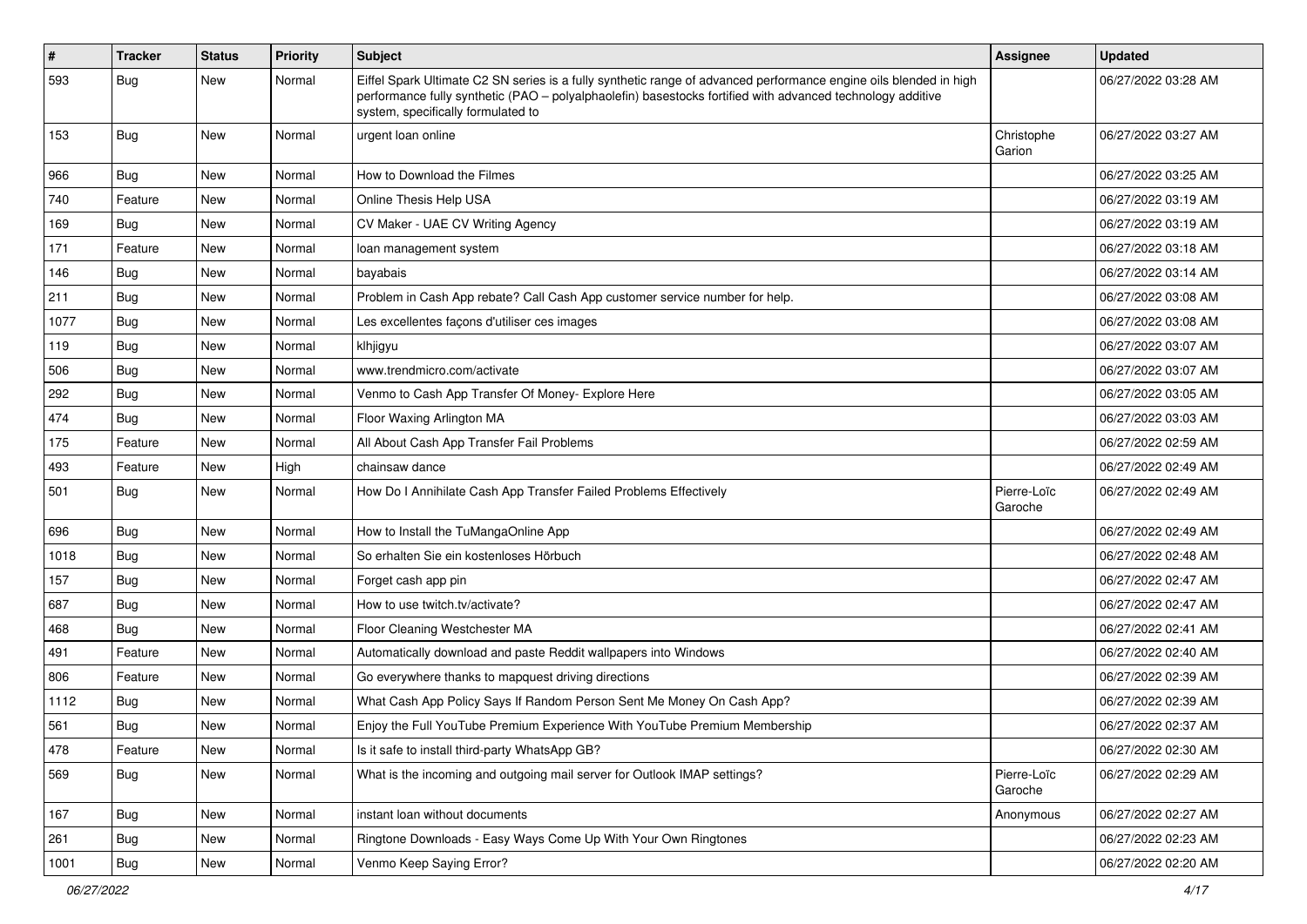| # | Tracker | Status | Priority | Subject | Assignee | Updated |
|---|---|---|---|---|---|---|
| 593 | Bug | New | Normal | Eiffel Spark Ultimate C2 SN series is a fully synthetic range of advanced performance engine oils blended in high performance fully synthetic (PAO – polyalphaolefin) basestocks fortified with advanced technology additive system, specifically formulated to | | 06/27/2022 03:28 AM |
| 153 | Bug | New | Normal | urgent loan online | Christophe Garion | 06/27/2022 03:27 AM |
| 966 | Bug | New | Normal | How to Download the Filmes | | 06/27/2022 03:25 AM |
| 740 | Feature | New | Normal | Online Thesis Help USA | | 06/27/2022 03:19 AM |
| 169 | Bug | New | Normal | CV Maker - UAE CV Writing Agency | | 06/27/2022 03:19 AM |
| 171 | Feature | New | Normal | loan management system | | 06/27/2022 03:18 AM |
| 146 | Bug | New | Normal | bayabais | | 06/27/2022 03:14 AM |
| 211 | Bug | New | Normal | Problem in Cash App rebate? Call Cash App customer service number for help. | | 06/27/2022 03:08 AM |
| 1077 | Bug | New | Normal | Les excellentes façons d'utiliser ces images | | 06/27/2022 03:08 AM |
| 119 | Bug | New | Normal | klhjigyu | | 06/27/2022 03:07 AM |
| 506 | Bug | New | Normal | www.trendmicro.com/activate | | 06/27/2022 03:07 AM |
| 292 | Bug | New | Normal | Venmo to Cash App Transfer Of Money- Explore Here | | 06/27/2022 03:05 AM |
| 474 | Bug | New | Normal | Floor Waxing Arlington MA | | 06/27/2022 03:03 AM |
| 175 | Feature | New | Normal | All About Cash App Transfer Fail Problems | | 06/27/2022 02:59 AM |
| 493 | Feature | New | High | chainsaw dance | | 06/27/2022 02:49 AM |
| 501 | Bug | New | Normal | How Do I Annihilate Cash App Transfer Failed Problems Effectively | Pierre-Loïc Garoche | 06/27/2022 02:49 AM |
| 696 | Bug | New | Normal | How to Install the TuMangaOnline App | | 06/27/2022 02:49 AM |
| 1018 | Bug | New | Normal | So erhalten Sie ein kostenloses Hörbuch | | 06/27/2022 02:48 AM |
| 157 | Bug | New | Normal | Forget cash app pin | | 06/27/2022 02:47 AM |
| 687 | Bug | New | Normal | How to use twitch.tv/activate? | | 06/27/2022 02:47 AM |
| 468 | Bug | New | Normal | Floor Cleaning Westchester MA | | 06/27/2022 02:41 AM |
| 491 | Feature | New | Normal | Automatically download and paste Reddit wallpapers into Windows | | 06/27/2022 02:40 AM |
| 806 | Feature | New | Normal | Go everywhere thanks to mapquest driving directions | | 06/27/2022 02:39 AM |
| 1112 | Bug | New | Normal | What Cash App Policy Says If Random Person Sent Me Money On Cash App? | | 06/27/2022 02:39 AM |
| 561 | Bug | New | Normal | Enjoy the Full YouTube Premium Experience With YouTube Premium Membership | | 06/27/2022 02:37 AM |
| 478 | Feature | New | Normal | Is it safe to install third-party WhatsApp GB? | | 06/27/2022 02:30 AM |
| 569 | Bug | New | Normal | What is the incoming and outgoing mail server for Outlook IMAP settings? | Pierre-Loïc Garoche | 06/27/2022 02:29 AM |
| 167 | Bug | New | Normal | instant loan without documents | Anonymous | 06/27/2022 02:27 AM |
| 261 | Bug | New | Normal | Ringtone Downloads - Easy Ways Come Up With Your Own Ringtones | | 06/27/2022 02:23 AM |
| 1001 | Bug | New | Normal | Venmo Keep Saying Error? | | 06/27/2022 02:20 AM |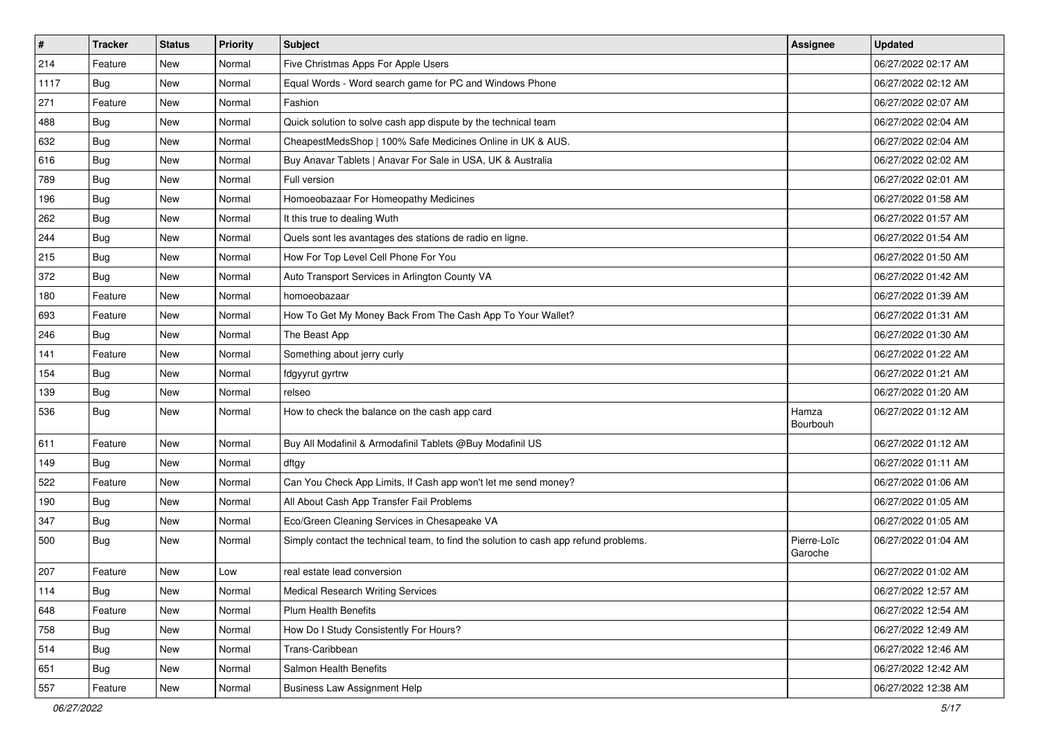| # | Tracker | Status | Priority | Subject | Assignee | Updated |
|---|---|---|---|---|---|---|
| 214 | Feature | New | Normal | Five Christmas Apps For Apple Users | | 06/27/2022 02:17 AM |
| 1117 | Bug | New | Normal | Equal Words - Word search game for PC and Windows Phone | | 06/27/2022 02:12 AM |
| 271 | Feature | New | Normal | Fashion | | 06/27/2022 02:07 AM |
| 488 | Bug | New | Normal | Quick solution to solve cash app dispute by the technical team | | 06/27/2022 02:04 AM |
| 632 | Bug | New | Normal | CheapestMedsShop \| 100% Safe Medicines Online in UK & AUS. | | 06/27/2022 02:04 AM |
| 616 | Bug | New | Normal | Buy Anavar Tablets \| Anavar For Sale in USA, UK & Australia | | 06/27/2022 02:02 AM |
| 789 | Bug | New | Normal | Full version | | 06/27/2022 02:01 AM |
| 196 | Bug | New | Normal | Homoeobazaar For Homeopathy Medicines | | 06/27/2022 01:58 AM |
| 262 | Bug | New | Normal | It this true to dealing Wuth | | 06/27/2022 01:57 AM |
| 244 | Bug | New | Normal | Quels sont les avantages des stations de radio en ligne. | | 06/27/2022 01:54 AM |
| 215 | Bug | New | Normal | How For Top Level Cell Phone For You | | 06/27/2022 01:50 AM |
| 372 | Bug | New | Normal | Auto Transport Services in Arlington County VA | | 06/27/2022 01:42 AM |
| 180 | Feature | New | Normal | homoeobazaar | | 06/27/2022 01:39 AM |
| 693 | Feature | New | Normal | How To Get My Money Back From The Cash App To Your Wallet? | | 06/27/2022 01:31 AM |
| 246 | Bug | New | Normal | The Beast App | | 06/27/2022 01:30 AM |
| 141 | Feature | New | Normal | Something about jerry curly | | 06/27/2022 01:22 AM |
| 154 | Bug | New | Normal | fdgyyrut gyrtrw | | 06/27/2022 01:21 AM |
| 139 | Bug | New | Normal | relseo | | 06/27/2022 01:20 AM |
| 536 | Bug | New | Normal | How to check the balance on the cash app card | Hamza Bourbouh | 06/27/2022 01:12 AM |
| 611 | Feature | New | Normal | Buy All Modafinil & Armodafinil Tablets @Buy Modafinil US | | 06/27/2022 01:12 AM |
| 149 | Bug | New | Normal | dftgy | | 06/27/2022 01:11 AM |
| 522 | Feature | New | Normal | Can You Check App Limits, If Cash app won't let me send money? | | 06/27/2022 01:06 AM |
| 190 | Bug | New | Normal | All About Cash App Transfer Fail Problems | | 06/27/2022 01:05 AM |
| 347 | Bug | New | Normal | Eco/Green Cleaning Services in Chesapeake VA | | 06/27/2022 01:05 AM |
| 500 | Bug | New | Normal | Simply contact the technical team, to find the solution to cash app refund problems. | Pierre-Loïc Garoche | 06/27/2022 01:04 AM |
| 207 | Feature | New | Low | real estate lead conversion | | 06/27/2022 01:02 AM |
| 114 | Bug | New | Normal | Medical Research Writing Services | | 06/27/2022 12:57 AM |
| 648 | Feature | New | Normal | Plum Health Benefits | | 06/27/2022 12:54 AM |
| 758 | Bug | New | Normal | How Do I Study Consistently For Hours? | | 06/27/2022 12:49 AM |
| 514 | Bug | New | Normal | Trans-Caribbean | | 06/27/2022 12:46 AM |
| 651 | Bug | New | Normal | Salmon Health Benefits | | 06/27/2022 12:42 AM |
| 557 | Feature | New | Normal | Business Law Assignment Help | | 06/27/2022 12:38 AM |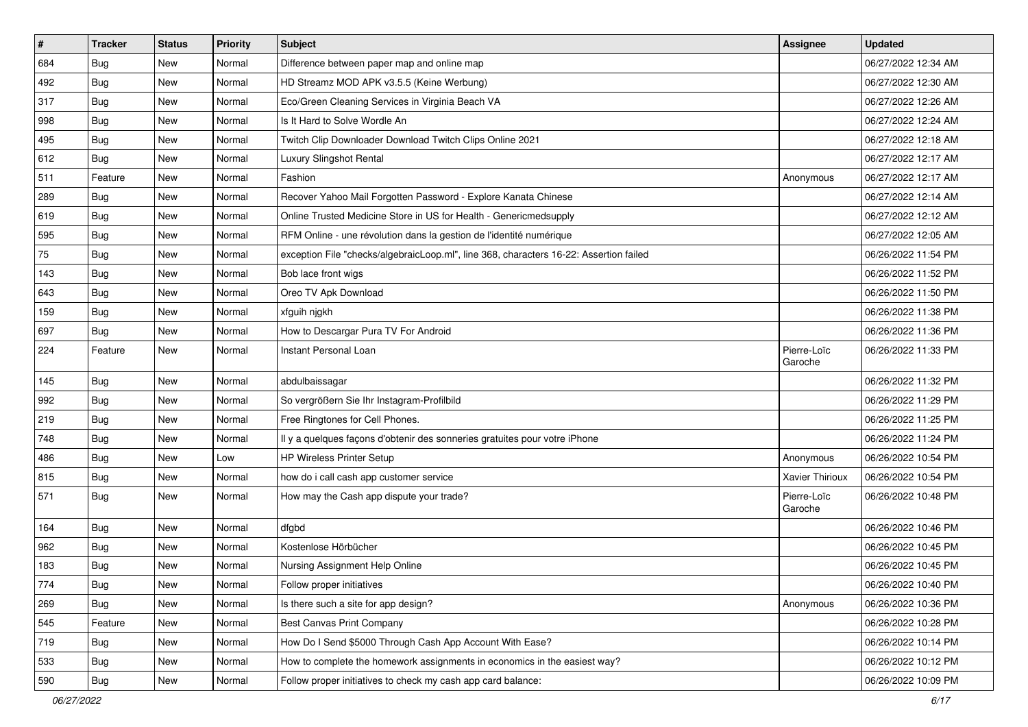| # | Tracker | Status | Priority | Subject | Assignee | Updated |
|---|---|---|---|---|---|---|
| 684 | Bug | New | Normal | Difference between paper map and online map | | 06/27/2022 12:34 AM |
| 492 | Bug | New | Normal | HD Streamz MOD APK v3.5.5 (Keine Werbung) | | 06/27/2022 12:30 AM |
| 317 | Bug | New | Normal | Eco/Green Cleaning Services in Virginia Beach VA | | 06/27/2022 12:26 AM |
| 998 | Bug | New | Normal | Is It Hard to Solve Wordle An | | 06/27/2022 12:24 AM |
| 495 | Bug | New | Normal | Twitch Clip Downloader Download Twitch Clips Online 2021 | | 06/27/2022 12:18 AM |
| 612 | Bug | New | Normal | Luxury Slingshot Rental | | 06/27/2022 12:17 AM |
| 511 | Feature | New | Normal | Fashion | Anonymous | 06/27/2022 12:17 AM |
| 289 | Bug | New | Normal | Recover Yahoo Mail Forgotten Password - Explore Kanata Chinese | | 06/27/2022 12:14 AM |
| 619 | Bug | New | Normal | Online Trusted Medicine Store in US for Health - Genericmedsupply | | 06/27/2022 12:12 AM |
| 595 | Bug | New | Normal | RFM Online - une révolution dans la gestion de l'identité numérique | | 06/27/2022 12:05 AM |
| 75 | Bug | New | Normal | exception File "checks/algebraicLoop.ml", line 368, characters 16-22: Assertion failed | | 06/26/2022 11:54 PM |
| 143 | Bug | New | Normal | Bob lace front wigs | | 06/26/2022 11:52 PM |
| 643 | Bug | New | Normal | Oreo TV Apk Download | | 06/26/2022 11:50 PM |
| 159 | Bug | New | Normal | xfguih njgkh | | 06/26/2022 11:38 PM |
| 697 | Bug | New | Normal | How to Descargar Pura TV For Android | | 06/26/2022 11:36 PM |
| 224 | Feature | New | Normal | Instant Personal Loan | Pierre-Loïc Garoche | 06/26/2022 11:33 PM |
| 145 | Bug | New | Normal | abdulbaissagar | | 06/26/2022 11:32 PM |
| 992 | Bug | New | Normal | So vergrößern Sie Ihr Instagram-Profilbild | | 06/26/2022 11:29 PM |
| 219 | Bug | New | Normal | Free Ringtones for Cell Phones. | | 06/26/2022 11:25 PM |
| 748 | Bug | New | Normal | Il y a quelques façons d'obtenir des sonneries gratuites pour votre iPhone | | 06/26/2022 11:24 PM |
| 486 | Bug | New | Low | HP Wireless Printer Setup | Anonymous | 06/26/2022 10:54 PM |
| 815 | Bug | New | Normal | how do i call cash app customer service | Xavier Thirioux | 06/26/2022 10:54 PM |
| 571 | Bug | New | Normal | How may the Cash app dispute your trade? | Pierre-Loïc Garoche | 06/26/2022 10:48 PM |
| 164 | Bug | New | Normal | dfgbd | | 06/26/2022 10:46 PM |
| 962 | Bug | New | Normal | Kostenlose Hörbücher | | 06/26/2022 10:45 PM |
| 183 | Bug | New | Normal | Nursing Assignment Help Online | | 06/26/2022 10:45 PM |
| 774 | Bug | New | Normal | Follow proper initiatives | | 06/26/2022 10:40 PM |
| 269 | Bug | New | Normal | Is there such a site for app design? | Anonymous | 06/26/2022 10:36 PM |
| 545 | Feature | New | Normal | Best Canvas Print Company | | 06/26/2022 10:28 PM |
| 719 | Bug | New | Normal | How Do I Send $5000 Through Cash App Account With Ease? | | 06/26/2022 10:14 PM |
| 533 | Bug | New | Normal | How to complete the homework assignments in economics in the easiest way? | | 06/26/2022 10:12 PM |
| 590 | Bug | New | Normal | Follow proper initiatives to check my cash app card balance: | | 06/26/2022 10:09 PM |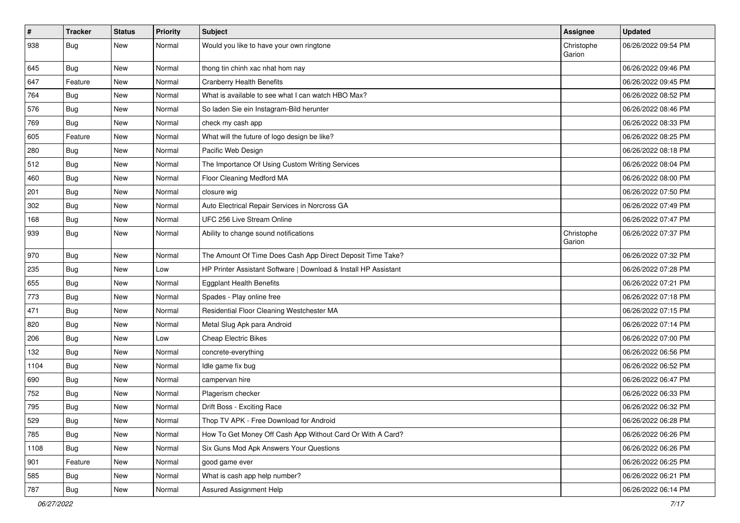| # | Tracker | Status | Priority | Subject | Assignee | Updated |
|---|---|---|---|---|---|---|
| 938 | Bug | New | Normal | Would you like to have your own ringtone | Christophe Garion | 06/26/2022 09:54 PM |
| 645 | Bug | New | Normal | thong tin chinh xac nhat hom nay | | 06/26/2022 09:46 PM |
| 647 | Feature | New | Normal | Cranberry Health Benefits | | 06/26/2022 09:45 PM |
| 764 | Bug | New | Normal | What is available to see what I can watch HBO Max? | | 06/26/2022 08:52 PM |
| 576 | Bug | New | Normal | So laden Sie ein Instagram-Bild herunter | | 06/26/2022 08:46 PM |
| 769 | Bug | New | Normal | check my cash app | | 06/26/2022 08:33 PM |
| 605 | Feature | New | Normal | What will the future of logo design be like? | | 06/26/2022 08:25 PM |
| 280 | Bug | New | Normal | Pacific Web Design | | 06/26/2022 08:18 PM |
| 512 | Bug | New | Normal | The Importance Of Using Custom Writing Services | | 06/26/2022 08:04 PM |
| 460 | Bug | New | Normal | Floor Cleaning Medford MA | | 06/26/2022 08:00 PM |
| 201 | Bug | New | Normal | closure wig | | 06/26/2022 07:50 PM |
| 302 | Bug | New | Normal | Auto Electrical Repair Services in Norcross GA | | 06/26/2022 07:49 PM |
| 168 | Bug | New | Normal | UFC 256 Live Stream Online | | 06/26/2022 07:47 PM |
| 939 | Bug | New | Normal | Ability to change sound notifications | Christophe Garion | 06/26/2022 07:37 PM |
| 970 | Bug | New | Normal | The Amount Of Time Does Cash App Direct Deposit Time Take? | | 06/26/2022 07:32 PM |
| 235 | Bug | New | Low | HP Printer Assistant Software \| Download & Install HP Assistant | | 06/26/2022 07:28 PM |
| 655 | Bug | New | Normal | Eggplant Health Benefits | | 06/26/2022 07:21 PM |
| 773 | Bug | New | Normal | Spades - Play online free | | 06/26/2022 07:18 PM |
| 471 | Bug | New | Normal | Residential Floor Cleaning Westchester MA | | 06/26/2022 07:15 PM |
| 820 | Bug | New | Normal | Metal Slug Apk para Android | | 06/26/2022 07:14 PM |
| 206 | Bug | New | Low | Cheap Electric Bikes | | 06/26/2022 07:00 PM |
| 132 | Bug | New | Normal | concrete-everything | | 06/26/2022 06:56 PM |
| 1104 | Bug | New | Normal | Idle game fix bug | | 06/26/2022 06:52 PM |
| 690 | Bug | New | Normal | campervan hire | | 06/26/2022 06:47 PM |
| 752 | Bug | New | Normal | Plagerism checker | | 06/26/2022 06:33 PM |
| 795 | Bug | New | Normal | Drift Boss - Exciting Race | | 06/26/2022 06:32 PM |
| 529 | Bug | New | Normal | Thop TV APK - Free Download for Android | | 06/26/2022 06:28 PM |
| 785 | Bug | New | Normal | How To Get Money Off Cash App Without Card Or With A Card? | | 06/26/2022 06:26 PM |
| 1108 | Bug | New | Normal | Six Guns Mod Apk Answers Your Questions | | 06/26/2022 06:26 PM |
| 901 | Feature | New | Normal | good game ever | | 06/26/2022 06:25 PM |
| 585 | Bug | New | Normal | What is cash app help number? | | 06/26/2022 06:21 PM |
| 787 | Bug | New | Normal | Assured Assignment Help | | 06/26/2022 06:14 PM |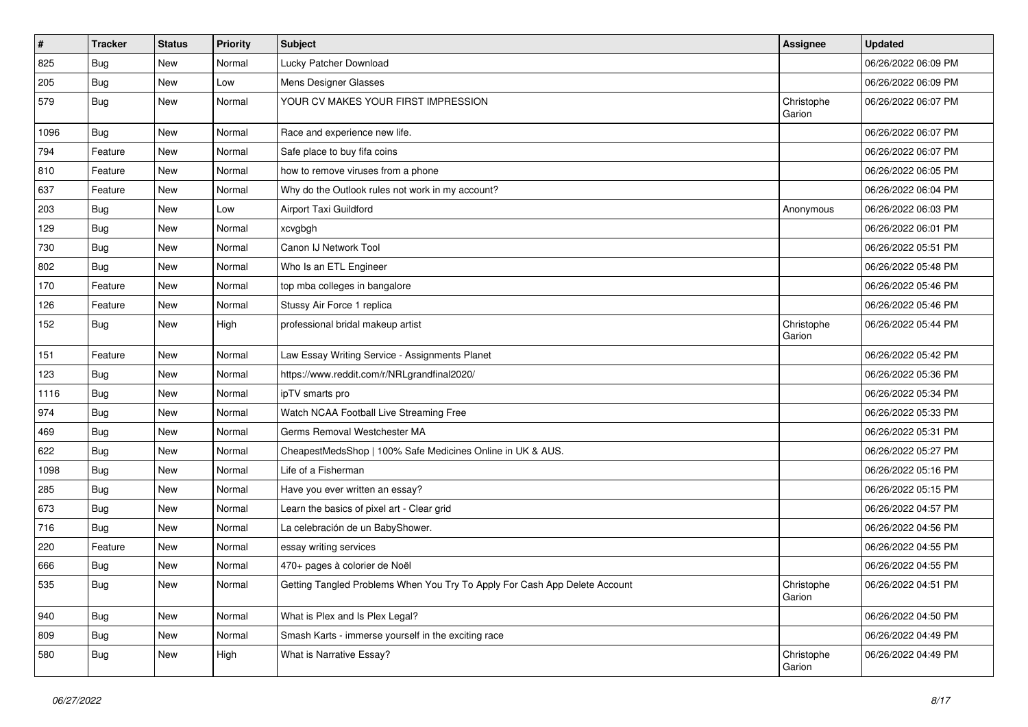| # | Tracker | Status | Priority | Subject | Assignee | Updated |
|---|---|---|---|---|---|---|
| 825 | Bug | New | Normal | Lucky Patcher Download | | 06/26/2022 06:09 PM |
| 205 | Bug | New | Low | Mens Designer Glasses | | 06/26/2022 06:09 PM |
| 579 | Bug | New | Normal | YOUR CV MAKES YOUR FIRST IMPRESSION | Christophe Garion | 06/26/2022 06:07 PM |
| 1096 | Bug | New | Normal | Race and experience new life. | | 06/26/2022 06:07 PM |
| 794 | Feature | New | Normal | Safe place to buy fifa coins | | 06/26/2022 06:07 PM |
| 810 | Feature | New | Normal | how to remove viruses from a phone | | 06/26/2022 06:05 PM |
| 637 | Feature | New | Normal | Why do the Outlook rules not work in my account? | | 06/26/2022 06:04 PM |
| 203 | Bug | New | Low | Airport Taxi Guildford | Anonymous | 06/26/2022 06:03 PM |
| 129 | Bug | New | Normal | xcvgbgh | | 06/26/2022 06:01 PM |
| 730 | Bug | New | Normal | Canon IJ Network Tool | | 06/26/2022 05:51 PM |
| 802 | Bug | New | Normal | Who Is an ETL Engineer | | 06/26/2022 05:48 PM |
| 170 | Feature | New | Normal | top mba colleges in bangalore | | 06/26/2022 05:46 PM |
| 126 | Feature | New | Normal | Stussy Air Force 1 replica | | 06/26/2022 05:46 PM |
| 152 | Bug | New | High | professional bridal makeup artist | Christophe Garion | 06/26/2022 05:44 PM |
| 151 | Feature | New | Normal | Law Essay Writing Service - Assignments Planet | | 06/26/2022 05:42 PM |
| 123 | Bug | New | Normal | https://www.reddit.com/r/NRLgrandfinal2020/ | | 06/26/2022 05:36 PM |
| 1116 | Bug | New | Normal | ipTV smarts pro | | 06/26/2022 05:34 PM |
| 974 | Bug | New | Normal | Watch NCAA Football Live Streaming Free | | 06/26/2022 05:33 PM |
| 469 | Bug | New | Normal | Germs Removal Westchester MA | | 06/26/2022 05:31 PM |
| 622 | Bug | New | Normal | CheapestMedsShop \| 100% Safe Medicines Online in UK & AUS. | | 06/26/2022 05:27 PM |
| 1098 | Bug | New | Normal | Life of a Fisherman | | 06/26/2022 05:16 PM |
| 285 | Bug | New | Normal | Have you ever written an essay? | | 06/26/2022 05:15 PM |
| 673 | Bug | New | Normal | Learn the basics of pixel art - Clear grid | | 06/26/2022 04:57 PM |
| 716 | Bug | New | Normal | La celebración de un BabyShower. | | 06/26/2022 04:56 PM |
| 220 | Feature | New | Normal | essay writing services | | 06/26/2022 04:55 PM |
| 666 | Bug | New | Normal | 470+ pages à colorier de Noël | | 06/26/2022 04:55 PM |
| 535 | Bug | New | Normal | Getting Tangled Problems When You Try To Apply For Cash App Delete Account | Christophe Garion | 06/26/2022 04:51 PM |
| 940 | Bug | New | Normal | What is Plex and Is Plex Legal? | | 06/26/2022 04:50 PM |
| 809 | Bug | New | Normal | Smash Karts - immerse yourself in the exciting race | | 06/26/2022 04:49 PM |
| 580 | Bug | New | High | What is Narrative Essay? | Christophe Garion | 06/26/2022 04:49 PM |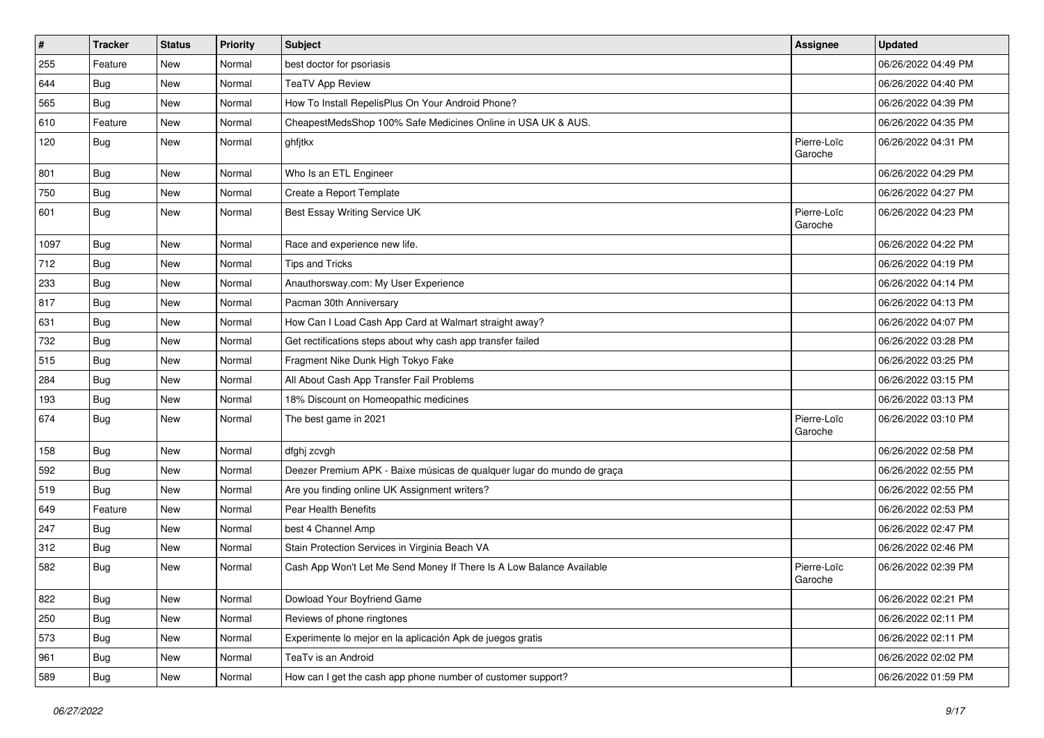| # | Tracker | Status | Priority | Subject | Assignee | Updated |
|---|---|---|---|---|---|---|
| 255 | Feature | New | Normal | best doctor for psoriasis | | 06/26/2022 04:49 PM |
| 644 | Bug | New | Normal | TeaTV App Review | | 06/26/2022 04:40 PM |
| 565 | Bug | New | Normal | How To Install RepelisPlus On Your Android Phone? | | 06/26/2022 04:39 PM |
| 610 | Feature | New | Normal | CheapestMedsShop 100% Safe Medicines Online in USA UK & AUS. | | 06/26/2022 04:35 PM |
| 120 | Bug | New | Normal | ghfjtkx | Pierre-Loïc Garoche | 06/26/2022 04:31 PM |
| 801 | Bug | New | Normal | Who Is an ETL Engineer | | 06/26/2022 04:29 PM |
| 750 | Bug | New | Normal | Create a Report Template | | 06/26/2022 04:27 PM |
| 601 | Bug | New | Normal | Best Essay Writing Service UK | Pierre-Loïc Garoche | 06/26/2022 04:23 PM |
| 1097 | Bug | New | Normal | Race and experience new life. | | 06/26/2022 04:22 PM |
| 712 | Bug | New | Normal | Tips and Tricks | | 06/26/2022 04:19 PM |
| 233 | Bug | New | Normal | Anauthorsway.com: My User Experience | | 06/26/2022 04:14 PM |
| 817 | Bug | New | Normal | Pacman 30th Anniversary | | 06/26/2022 04:13 PM |
| 631 | Bug | New | Normal | How Can I Load Cash App Card at Walmart straight away? | | 06/26/2022 04:07 PM |
| 732 | Bug | New | Normal | Get rectifications steps about why cash app transfer failed | | 06/26/2022 03:28 PM |
| 515 | Bug | New | Normal | Fragment Nike Dunk High Tokyo Fake | | 06/26/2022 03:25 PM |
| 284 | Bug | New | Normal | All About Cash App Transfer Fail Problems | | 06/26/2022 03:15 PM |
| 193 | Bug | New | Normal | 18% Discount on Homeopathic medicines | | 06/26/2022 03:13 PM |
| 674 | Bug | New | Normal | The best game in 2021 | Pierre-Loïc Garoche | 06/26/2022 03:10 PM |
| 158 | Bug | New | Normal | dfghj zcvgh | | 06/26/2022 02:58 PM |
| 592 | Bug | New | Normal | Deezer Premium APK - Baixe músicas de qualquer lugar do mundo de graça | | 06/26/2022 02:55 PM |
| 519 | Bug | New | Normal | Are you finding online UK Assignment writers? | | 06/26/2022 02:55 PM |
| 649 | Feature | New | Normal | Pear Health Benefits | | 06/26/2022 02:53 PM |
| 247 | Bug | New | Normal | best 4 Channel Amp | | 06/26/2022 02:47 PM |
| 312 | Bug | New | Normal | Stain Protection Services in Virginia Beach VA | | 06/26/2022 02:46 PM |
| 582 | Bug | New | Normal | Cash App Won't Let Me Send Money If There Is A Low Balance Available | Pierre-Loïc Garoche | 06/26/2022 02:39 PM |
| 822 | Bug | New | Normal | Dowload Your Boyfriend Game | | 06/26/2022 02:21 PM |
| 250 | Bug | New | Normal | Reviews of phone ringtones | | 06/26/2022 02:11 PM |
| 573 | Bug | New | Normal | Experimente lo mejor en la aplicación Apk de juegos gratis | | 06/26/2022 02:11 PM |
| 961 | Bug | New | Normal | TeaTv is an Android | | 06/26/2022 02:02 PM |
| 589 | Bug | New | Normal | How can I get the cash app phone number of customer support? | | 06/26/2022 01:59 PM |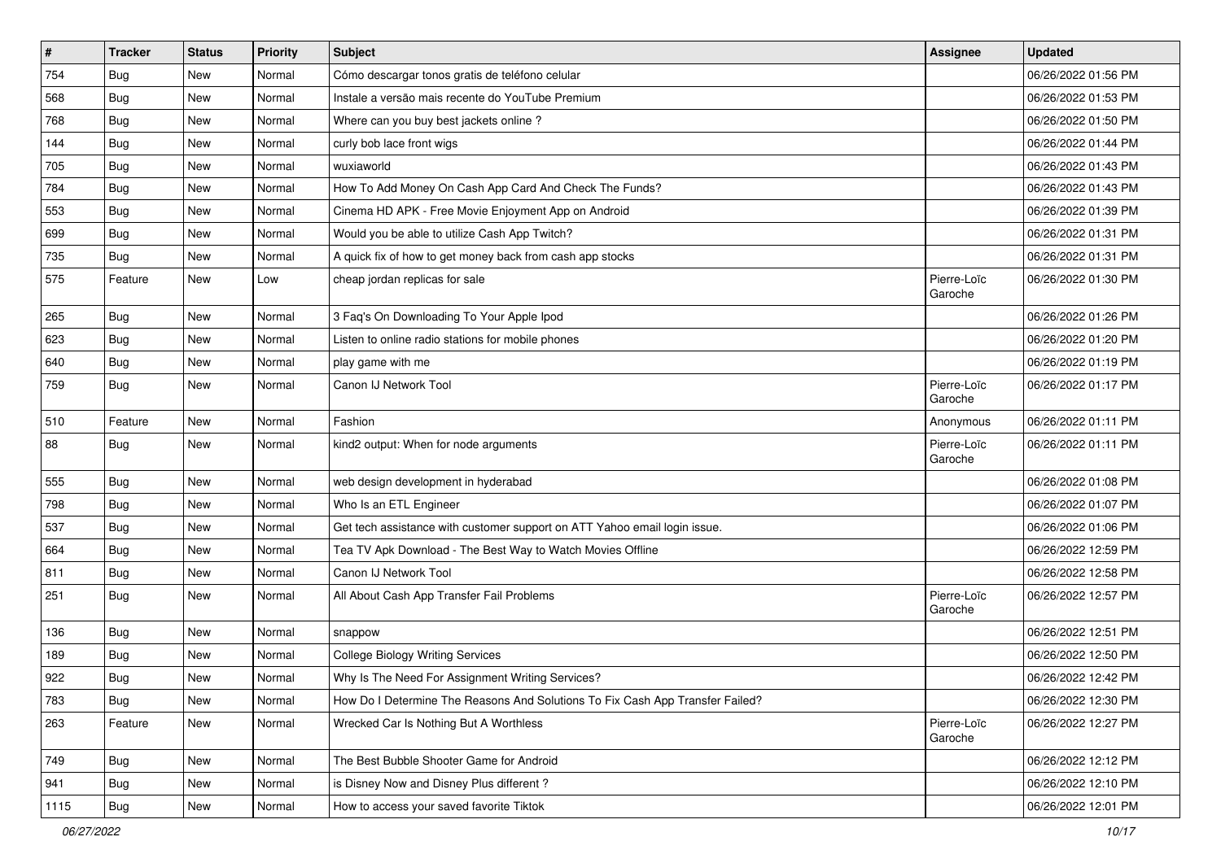| # | Tracker | Status | Priority | Subject | Assignee | Updated |
|---|---|---|---|---|---|---|
| 754 | Bug | New | Normal | Cómo descargar tonos gratis de teléfono celular | | 06/26/2022 01:56 PM |
| 568 | Bug | New | Normal | Instale a versão mais recente do YouTube Premium | | 06/26/2022 01:53 PM |
| 768 | Bug | New | Normal | Where can you buy best jackets online ? | | 06/26/2022 01:50 PM |
| 144 | Bug | New | Normal | curly bob lace front wigs | | 06/26/2022 01:44 PM |
| 705 | Bug | New | Normal | wuxiaworld | | 06/26/2022 01:43 PM |
| 784 | Bug | New | Normal | How To Add Money On Cash App Card And Check The Funds? | | 06/26/2022 01:43 PM |
| 553 | Bug | New | Normal | Cinema HD APK - Free Movie Enjoyment App on Android | | 06/26/2022 01:39 PM |
| 699 | Bug | New | Normal | Would you be able to utilize Cash App Twitch? | | 06/26/2022 01:31 PM |
| 735 | Bug | New | Normal | A quick fix of how to get money back from cash app stocks | | 06/26/2022 01:31 PM |
| 575 | Feature | New | Low | cheap jordan replicas for sale | Pierre-Loïc Garoche | 06/26/2022 01:30 PM |
| 265 | Bug | New | Normal | 3 Faq's On Downloading To Your Apple Ipod | | 06/26/2022 01:26 PM |
| 623 | Bug | New | Normal | Listen to online radio stations for mobile phones | | 06/26/2022 01:20 PM |
| 640 | Bug | New | Normal | play game with me | | 06/26/2022 01:19 PM |
| 759 | Bug | New | Normal | Canon IJ Network Tool | Pierre-Loïc Garoche | 06/26/2022 01:17 PM |
| 510 | Feature | New | Normal | Fashion | Anonymous | 06/26/2022 01:11 PM |
| 88 | Bug | New | Normal | kind2 output: When for node arguments | Pierre-Loïc Garoche | 06/26/2022 01:11 PM |
| 555 | Bug | New | Normal | web design development in hyderabad | | 06/26/2022 01:08 PM |
| 798 | Bug | New | Normal | Who Is an ETL Engineer | | 06/26/2022 01:07 PM |
| 537 | Bug | New | Normal | Get tech assistance with customer support on ATT Yahoo email login issue. | | 06/26/2022 01:06 PM |
| 664 | Bug | New | Normal | Tea TV Apk Download - The Best Way to Watch Movies Offline | | 06/26/2022 12:59 PM |
| 811 | Bug | New | Normal | Canon IJ Network Tool | | 06/26/2022 12:58 PM |
| 251 | Bug | New | Normal | All About Cash App Transfer Fail Problems | Pierre-Loïc Garoche | 06/26/2022 12:57 PM |
| 136 | Bug | New | Normal | snappow | | 06/26/2022 12:51 PM |
| 189 | Bug | New | Normal | College Biology Writing Services | | 06/26/2022 12:50 PM |
| 922 | Bug | New | Normal | Why Is The Need For Assignment Writing Services? | | 06/26/2022 12:42 PM |
| 783 | Bug | New | Normal | How Do I Determine The Reasons And Solutions To Fix Cash App Transfer Failed? | | 06/26/2022 12:30 PM |
| 263 | Feature | New | Normal | Wrecked Car Is Nothing But A Worthless | Pierre-Loïc Garoche | 06/26/2022 12:27 PM |
| 749 | Bug | New | Normal | The Best Bubble Shooter Game for Android | | 06/26/2022 12:12 PM |
| 941 | Bug | New | Normal | is Disney Now and Disney Plus different ? | | 06/26/2022 12:10 PM |
| 1115 | Bug | New | Normal | How to access your saved favorite Tiktok | | 06/26/2022 12:01 PM |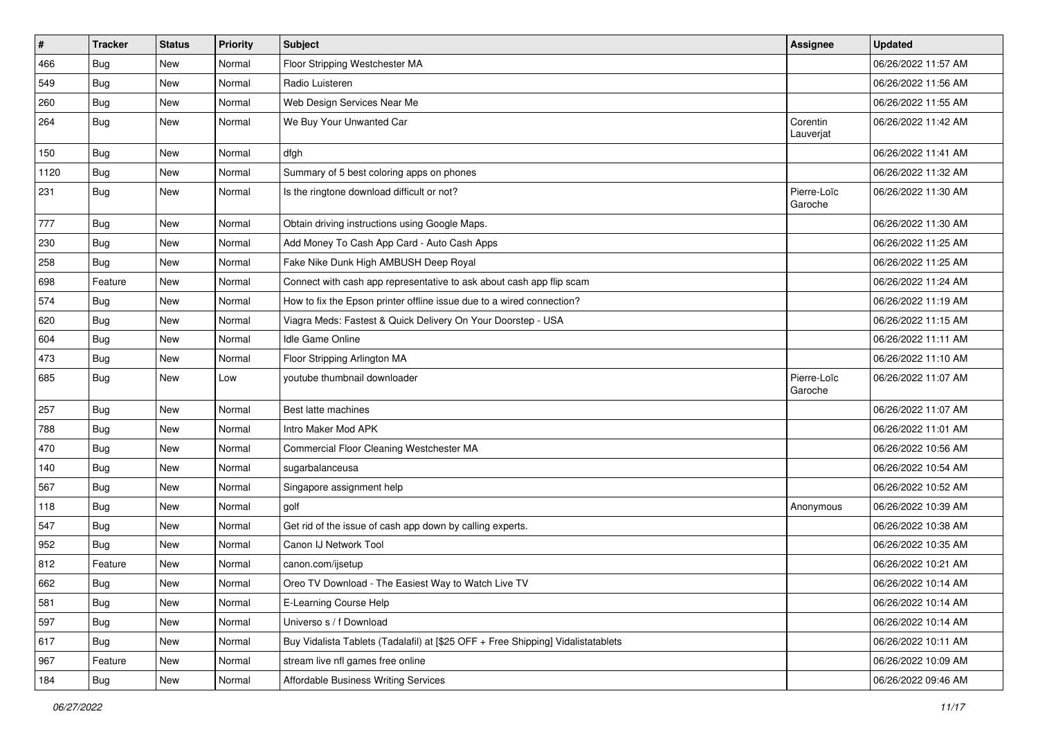| # | Tracker | Status | Priority | Subject | Assignee | Updated |
|---|---|---|---|---|---|---|
| 466 | Bug | New | Normal | Floor Stripping Westchester MA | | 06/26/2022 11:57 AM |
| 549 | Bug | New | Normal | Radio Luisteren | | 06/26/2022 11:56 AM |
| 260 | Bug | New | Normal | Web Design Services Near Me | | 06/26/2022 11:55 AM |
| 264 | Bug | New | Normal | We Buy Your Unwanted Car | Corentin Lauverjat | 06/26/2022 11:42 AM |
| 150 | Bug | New | Normal | dfgh | | 06/26/2022 11:41 AM |
| 1120 | Bug | New | Normal | Summary of 5 best coloring apps on phones | | 06/26/2022 11:32 AM |
| 231 | Bug | New | Normal | Is the ringtone download difficult or not? | Pierre-Loïc Garoche | 06/26/2022 11:30 AM |
| 777 | Bug | New | Normal | Obtain driving instructions using Google Maps. | | 06/26/2022 11:30 AM |
| 230 | Bug | New | Normal | Add Money To Cash App Card - Auto Cash Apps | | 06/26/2022 11:25 AM |
| 258 | Bug | New | Normal | Fake Nike Dunk High AMBUSH Deep Royal | | 06/26/2022 11:25 AM |
| 698 | Feature | New | Normal | Connect with cash app representative to ask about cash app flip scam | | 06/26/2022 11:24 AM |
| 574 | Bug | New | Normal | How to fix the Epson printer offline issue due to a wired connection? | | 06/26/2022 11:19 AM |
| 620 | Bug | New | Normal | Viagra Meds: Fastest & Quick Delivery On Your Doorstep - USA | | 06/26/2022 11:15 AM |
| 604 | Bug | New | Normal | Idle Game Online | | 06/26/2022 11:11 AM |
| 473 | Bug | New | Normal | Floor Stripping Arlington MA | | 06/26/2022 11:10 AM |
| 685 | Bug | New | Low | youtube thumbnail downloader | Pierre-Loïc Garoche | 06/26/2022 11:07 AM |
| 257 | Bug | New | Normal | Best latte machines | | 06/26/2022 11:07 AM |
| 788 | Bug | New | Normal | Intro Maker Mod APK | | 06/26/2022 11:01 AM |
| 470 | Bug | New | Normal | Commercial Floor Cleaning Westchester MA | | 06/26/2022 10:56 AM |
| 140 | Bug | New | Normal | sugarbalanceusa | | 06/26/2022 10:54 AM |
| 567 | Bug | New | Normal | Singapore assignment help | | 06/26/2022 10:52 AM |
| 118 | Bug | New | Normal | golf | Anonymous | 06/26/2022 10:39 AM |
| 547 | Bug | New | Normal | Get rid of the issue of cash app down by calling experts. | | 06/26/2022 10:38 AM |
| 952 | Bug | New | Normal | Canon IJ Network Tool | | 06/26/2022 10:35 AM |
| 812 | Feature | New | Normal | canon.com/ijsetup | | 06/26/2022 10:21 AM |
| 662 | Bug | New | Normal | Oreo TV Download - The Easiest Way to Watch Live TV | | 06/26/2022 10:14 AM |
| 581 | Bug | New | Normal | E-Learning Course Help | | 06/26/2022 10:14 AM |
| 597 | Bug | New | Normal | Universo s / f Download | | 06/26/2022 10:14 AM |
| 617 | Bug | New | Normal | Buy Vidalista Tablets (Tadalafil) at [$25 OFF + Free Shipping] Vidalistatablets | | 06/26/2022 10:11 AM |
| 967 | Feature | New | Normal | stream live nfl games free online | | 06/26/2022 10:09 AM |
| 184 | Bug | New | Normal | Affordable Business Writing Services | | 06/26/2022 09:46 AM |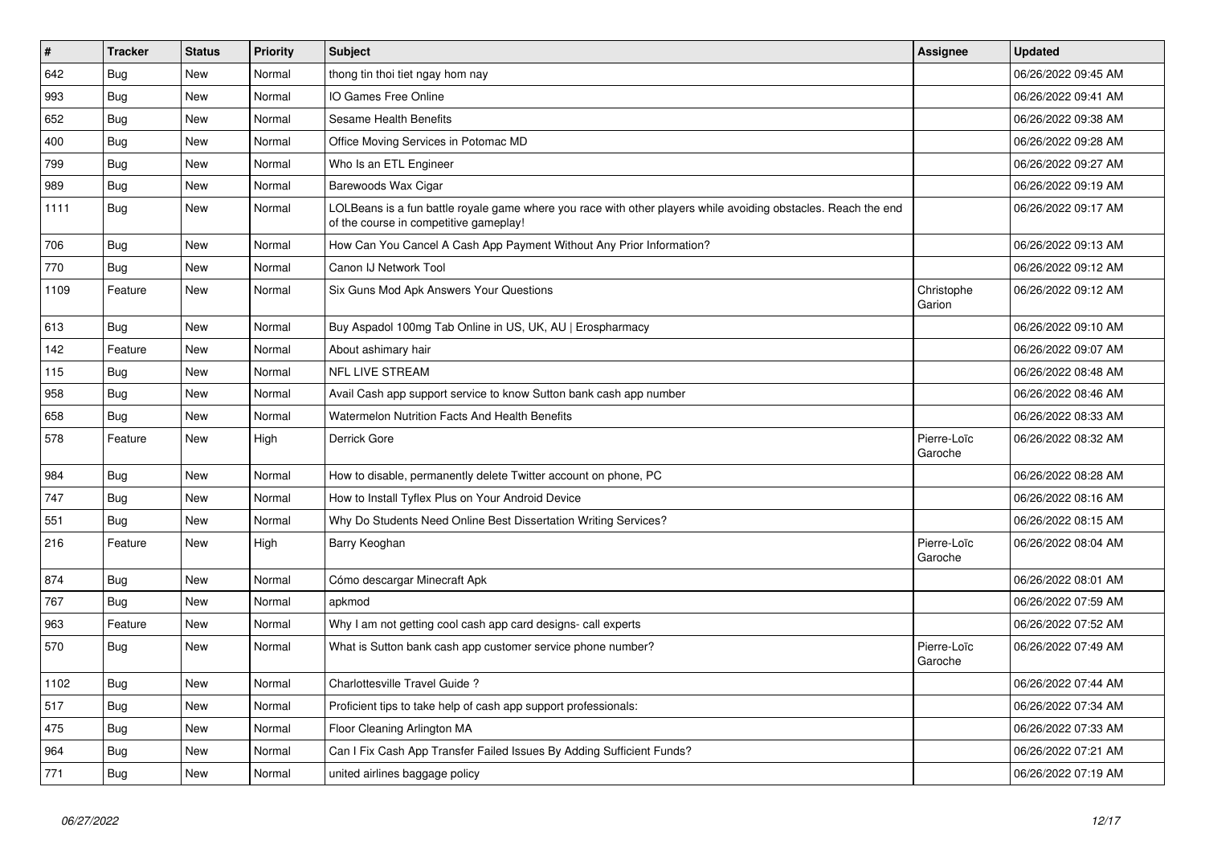| # | Tracker | Status | Priority | Subject | Assignee | Updated |
|---|---|---|---|---|---|---|
| 642 | Bug | New | Normal | thong tin thoi tiet ngay hom nay | | 06/26/2022 09:45 AM |
| 993 | Bug | New | Normal | IO Games Free Online | | 06/26/2022 09:41 AM |
| 652 | Bug | New | Normal | Sesame Health Benefits | | 06/26/2022 09:38 AM |
| 400 | Bug | New | Normal | Office Moving Services in Potomac MD | | 06/26/2022 09:28 AM |
| 799 | Bug | New | Normal | Who Is an ETL Engineer | | 06/26/2022 09:27 AM |
| 989 | Bug | New | Normal | Barewoods Wax Cigar | | 06/26/2022 09:19 AM |
| 1111 | Bug | New | Normal | LOLBeans is a fun battle royale game where you race with other players while avoiding obstacles. Reach the end of the course in competitive gameplay! | | 06/26/2022 09:17 AM |
| 706 | Bug | New | Normal | How Can You Cancel A Cash App Payment Without Any Prior Information? | | 06/26/2022 09:13 AM |
| 770 | Bug | New | Normal | Canon IJ Network Tool | | 06/26/2022 09:12 AM |
| 1109 | Feature | New | Normal | Six Guns Mod Apk Answers Your Questions | Christophe Garion | 06/26/2022 09:12 AM |
| 613 | Bug | New | Normal | Buy Aspadol 100mg Tab Online in US, UK, AU \| Erospharmacy | | 06/26/2022 09:10 AM |
| 142 | Feature | New | Normal | About ashimary hair | | 06/26/2022 09:07 AM |
| 115 | Bug | New | Normal | NFL LIVE STREAM | | 06/26/2022 08:48 AM |
| 958 | Bug | New | Normal | Avail Cash app support service to know Sutton bank cash app number | | 06/26/2022 08:46 AM |
| 658 | Bug | New | Normal | Watermelon Nutrition Facts And Health Benefits | | 06/26/2022 08:33 AM |
| 578 | Feature | New | High | Derrick Gore | Pierre-Loïc Garoche | 06/26/2022 08:32 AM |
| 984 | Bug | New | Normal | How to disable, permanently delete Twitter account on phone, PC | | 06/26/2022 08:28 AM |
| 747 | Bug | New | Normal | How to Install Tyflex Plus on Your Android Device | | 06/26/2022 08:16 AM |
| 551 | Bug | New | Normal | Why Do Students Need Online Best Dissertation Writing Services? | | 06/26/2022 08:15 AM |
| 216 | Feature | New | High | Barry Keoghan | Pierre-Loïc Garoche | 06/26/2022 08:04 AM |
| 874 | Bug | New | Normal | Cómo descargar Minecraft Apk | | 06/26/2022 08:01 AM |
| 767 | Bug | New | Normal | apkmod | | 06/26/2022 07:59 AM |
| 963 | Feature | New | Normal | Why I am not getting cool cash app card designs- call experts | | 06/26/2022 07:52 AM |
| 570 | Bug | New | Normal | What is Sutton bank cash app customer service phone number? | Pierre-Loïc Garoche | 06/26/2022 07:49 AM |
| 1102 | Bug | New | Normal | Charlottesville Travel Guide ? | | 06/26/2022 07:44 AM |
| 517 | Bug | New | Normal | Proficient tips to take help of cash app support professionals: | | 06/26/2022 07:34 AM |
| 475 | Bug | New | Normal | Floor Cleaning Arlington MA | | 06/26/2022 07:33 AM |
| 964 | Bug | New | Normal | Can I Fix Cash App Transfer Failed Issues By Adding Sufficient Funds? | | 06/26/2022 07:21 AM |
| 771 | Bug | New | Normal | united airlines baggage policy | | 06/26/2022 07:19 AM |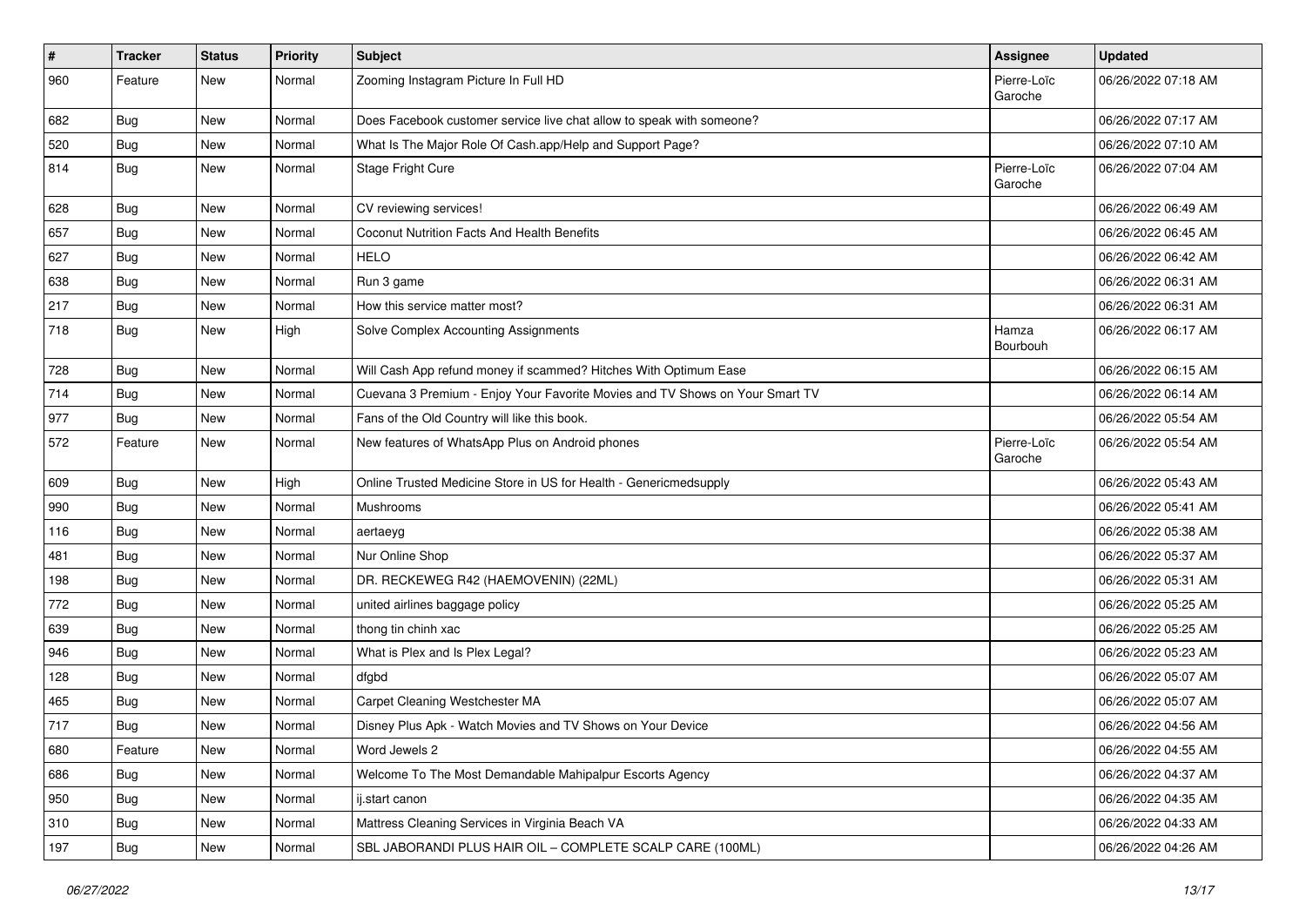| # | Tracker | Status | Priority | Subject | Assignee | Updated |
|---|---|---|---|---|---|---|
| 960 | Feature | New | Normal | Zooming Instagram Picture In Full HD | Pierre-Loïc Garoche | 06/26/2022 07:18 AM |
| 682 | Bug | New | Normal | Does Facebook customer service live chat allow to speak with someone? | | 06/26/2022 07:17 AM |
| 520 | Bug | New | Normal | What Is The Major Role Of Cash.app/Help and Support Page? | | 06/26/2022 07:10 AM |
| 814 | Bug | New | Normal | Stage Fright Cure | Pierre-Loïc Garoche | 06/26/2022 07:04 AM |
| 628 | Bug | New | Normal | CV reviewing services! | | 06/26/2022 06:49 AM |
| 657 | Bug | New | Normal | Coconut Nutrition Facts And Health Benefits | | 06/26/2022 06:45 AM |
| 627 | Bug | New | Normal | HELO | | 06/26/2022 06:42 AM |
| 638 | Bug | New | Normal | Run 3 game | | 06/26/2022 06:31 AM |
| 217 | Bug | New | Normal | How this service matter most? | | 06/26/2022 06:31 AM |
| 718 | Bug | New | High | Solve Complex Accounting Assignments | Hamza Bourbouh | 06/26/2022 06:17 AM |
| 728 | Bug | New | Normal | Will Cash App refund money if scammed? Hitches With Optimum Ease | | 06/26/2022 06:15 AM |
| 714 | Bug | New | Normal | Cuevana 3 Premium - Enjoy Your Favorite Movies and TV Shows on Your Smart TV | | 06/26/2022 06:14 AM |
| 977 | Bug | New | Normal | Fans of the Old Country will like this book. | | 06/26/2022 05:54 AM |
| 572 | Feature | New | Normal | New features of WhatsApp Plus on Android phones | Pierre-Loïc Garoche | 06/26/2022 05:54 AM |
| 609 | Bug | New | High | Online Trusted Medicine Store in US for Health - Genericmedsupply | | 06/26/2022 05:43 AM |
| 990 | Bug | New | Normal | Mushrooms | | 06/26/2022 05:41 AM |
| 116 | Bug | New | Normal | aertaeyg | | 06/26/2022 05:38 AM |
| 481 | Bug | New | Normal | Nur Online Shop | | 06/26/2022 05:37 AM |
| 198 | Bug | New | Normal | DR. RECKEWEG R42 (HAEMOVENIN) (22ML) | | 06/26/2022 05:31 AM |
| 772 | Bug | New | Normal | united airlines baggage policy | | 06/26/2022 05:25 AM |
| 639 | Bug | New | Normal | thong tin chinh xac | | 06/26/2022 05:25 AM |
| 946 | Bug | New | Normal | What is Plex and Is Plex Legal? | | 06/26/2022 05:23 AM |
| 128 | Bug | New | Normal | dfgbd | | 06/26/2022 05:07 AM |
| 465 | Bug | New | Normal | Carpet Cleaning Westchester MA | | 06/26/2022 05:07 AM |
| 717 | Bug | New | Normal | Disney Plus Apk - Watch Movies and TV Shows on Your Device | | 06/26/2022 04:56 AM |
| 680 | Feature | New | Normal | Word Jewels 2 | | 06/26/2022 04:55 AM |
| 686 | Bug | New | Normal | Welcome To The Most Demandable Mahipalpur Escorts Agency | | 06/26/2022 04:37 AM |
| 950 | Bug | New | Normal | ij.start canon | | 06/26/2022 04:35 AM |
| 310 | Bug | New | Normal | Mattress Cleaning Services in Virginia Beach VA | | 06/26/2022 04:33 AM |
| 197 | Bug | New | Normal | SBL JABORANDI PLUS HAIR OIL – COMPLETE SCALP CARE (100ML) | | 06/26/2022 04:26 AM |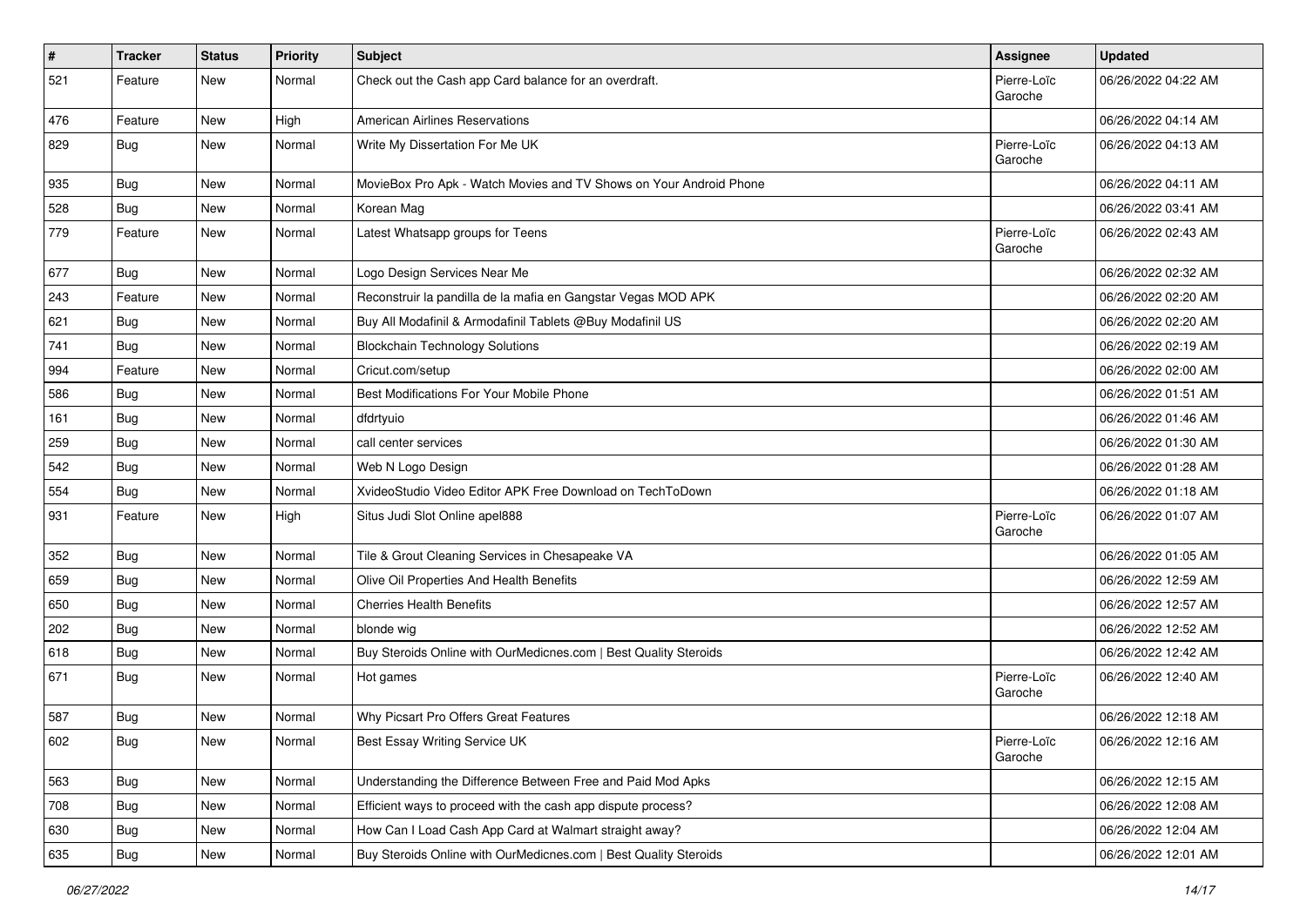| # | Tracker | Status | Priority | Subject | Assignee | Updated |
|---|---|---|---|---|---|---|
| 521 | Feature | New | Normal | Check out the Cash app Card balance for an overdraft. | Pierre-Loïc Garoche | 06/26/2022 04:22 AM |
| 476 | Feature | New | High | American Airlines Reservations | | 06/26/2022 04:14 AM |
| 829 | Bug | New | Normal | Write My Dissertation For Me UK | Pierre-Loïc Garoche | 06/26/2022 04:13 AM |
| 935 | Bug | New | Normal | MovieBox Pro Apk - Watch Movies and TV Shows on Your Android Phone | | 06/26/2022 04:11 AM |
| 528 | Bug | New | Normal | Korean Mag | | 06/26/2022 03:41 AM |
| 779 | Feature | New | Normal | Latest Whatsapp groups for Teens | Pierre-Loïc Garoche | 06/26/2022 02:43 AM |
| 677 | Bug | New | Normal | Logo Design Services Near Me | | 06/26/2022 02:32 AM |
| 243 | Feature | New | Normal | Reconstruir la pandilla de la mafia en Gangstar Vegas MOD APK | | 06/26/2022 02:20 AM |
| 621 | Bug | New | Normal | Buy All Modafinil & Armodafinil Tablets @Buy Modafinil US | | 06/26/2022 02:20 AM |
| 741 | Bug | New | Normal | Blockchain Technology Solutions | | 06/26/2022 02:19 AM |
| 994 | Feature | New | Normal | Cricut.com/setup | | 06/26/2022 02:00 AM |
| 586 | Bug | New | Normal | Best Modifications For Your Mobile Phone | | 06/26/2022 01:51 AM |
| 161 | Bug | New | Normal | dfdrtyuio | | 06/26/2022 01:46 AM |
| 259 | Bug | New | Normal | call center services | | 06/26/2022 01:30 AM |
| 542 | Bug | New | Normal | Web N Logo Design | | 06/26/2022 01:28 AM |
| 554 | Bug | New | Normal | XvideoStudio Video Editor APK Free Download on TechToDown | | 06/26/2022 01:18 AM |
| 931 | Feature | New | High | Situs Judi Slot Online apel888 | Pierre-Loïc Garoche | 06/26/2022 01:07 AM |
| 352 | Bug | New | Normal | Tile & Grout Cleaning Services in Chesapeake VA | | 06/26/2022 01:05 AM |
| 659 | Bug | New | Normal | Olive Oil Properties And Health Benefits | | 06/26/2022 12:59 AM |
| 650 | Bug | New | Normal | Cherries Health Benefits | | 06/26/2022 12:57 AM |
| 202 | Bug | New | Normal | blonde wig | | 06/26/2022 12:52 AM |
| 618 | Bug | New | Normal | Buy Steroids Online with OurMedicnes.com \| Best Quality Steroids | | 06/26/2022 12:42 AM |
| 671 | Bug | New | Normal | Hot games | Pierre-Loïc Garoche | 06/26/2022 12:40 AM |
| 587 | Bug | New | Normal | Why Picsart Pro Offers Great Features | | 06/26/2022 12:18 AM |
| 602 | Bug | New | Normal | Best Essay Writing Service UK | Pierre-Loïc Garoche | 06/26/2022 12:16 AM |
| 563 | Bug | New | Normal | Understanding the Difference Between Free and Paid Mod Apks | | 06/26/2022 12:15 AM |
| 708 | Bug | New | Normal | Efficient ways to proceed with the cash app dispute process? | | 06/26/2022 12:08 AM |
| 630 | Bug | New | Normal | How Can I Load Cash App Card at Walmart straight away? | | 06/26/2022 12:04 AM |
| 635 | Bug | New | Normal | Buy Steroids Online with OurMedicnes.com \| Best Quality Steroids | | 06/26/2022 12:01 AM |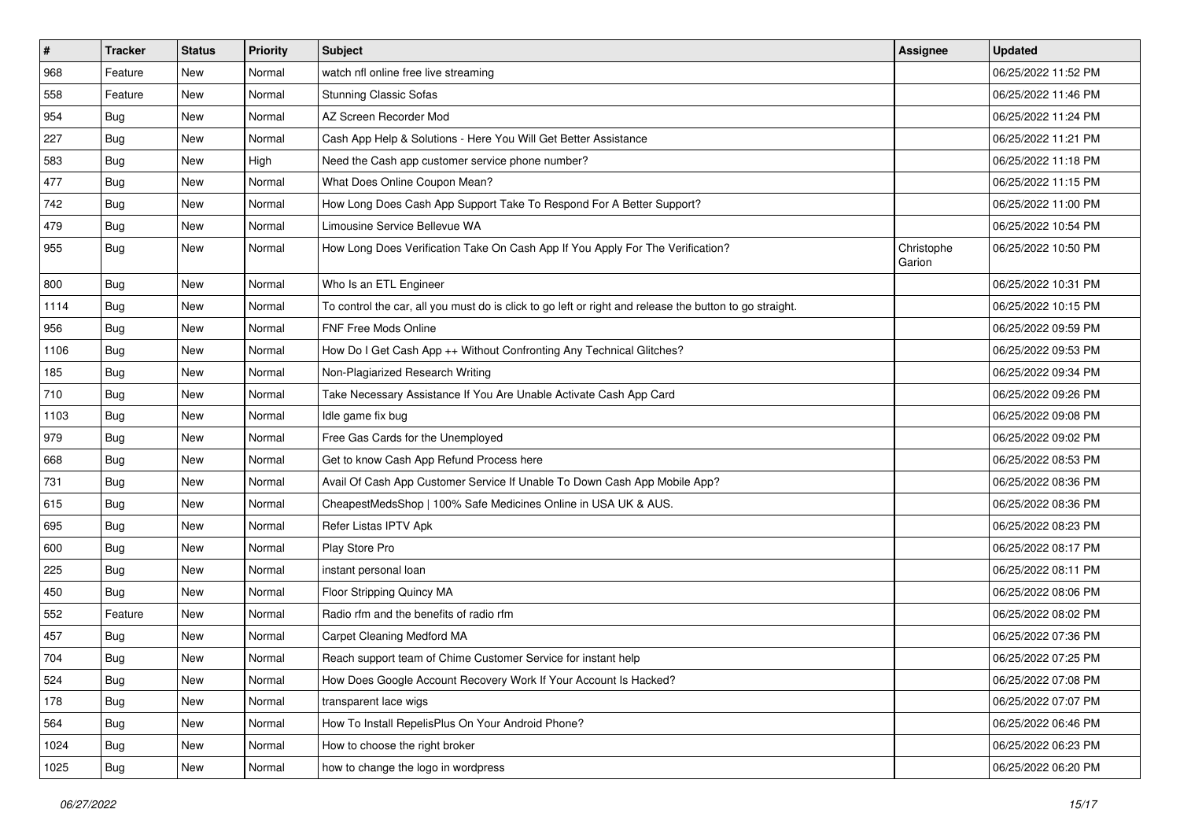| # | Tracker | Status | Priority | Subject | Assignee | Updated |
|---|---|---|---|---|---|---|
| 968 | Feature | New | Normal | watch nfl online free live streaming | | 06/25/2022 11:52 PM |
| 558 | Feature | New | Normal | Stunning Classic Sofas | | 06/25/2022 11:46 PM |
| 954 | Bug | New | Normal | AZ Screen Recorder Mod | | 06/25/2022 11:24 PM |
| 227 | Bug | New | Normal | Cash App Help & Solutions - Here You Will Get Better Assistance | | 06/25/2022 11:21 PM |
| 583 | Bug | New | High | Need the Cash app customer service phone number? | | 06/25/2022 11:18 PM |
| 477 | Bug | New | Normal | What Does Online Coupon Mean? | | 06/25/2022 11:15 PM |
| 742 | Bug | New | Normal | How Long Does Cash App Support Take To Respond For A Better Support? | | 06/25/2022 11:00 PM |
| 479 | Bug | New | Normal | Limousine Service Bellevue WA | | 06/25/2022 10:54 PM |
| 955 | Bug | New | Normal | How Long Does Verification Take On Cash App If You Apply For The Verification? | Christophe Garion | 06/25/2022 10:50 PM |
| 800 | Bug | New | Normal | Who Is an ETL Engineer | | 06/25/2022 10:31 PM |
| 1114 | Bug | New | Normal | To control the car, all you must do is click to go left or right and release the button to go straight. | | 06/25/2022 10:15 PM |
| 956 | Bug | New | Normal | FNF Free Mods Online | | 06/25/2022 09:59 PM |
| 1106 | Bug | New | Normal | How Do I Get Cash App ++ Without Confronting Any Technical Glitches? | | 06/25/2022 09:53 PM |
| 185 | Bug | New | Normal | Non-Plagiarized Research Writing | | 06/25/2022 09:34 PM |
| 710 | Bug | New | Normal | Take Necessary Assistance If You Are Unable Activate Cash App Card | | 06/25/2022 09:26 PM |
| 1103 | Bug | New | Normal | Idle game fix bug | | 06/25/2022 09:08 PM |
| 979 | Bug | New | Normal | Free Gas Cards for the Unemployed | | 06/25/2022 09:02 PM |
| 668 | Bug | New | Normal | Get to know Cash App Refund Process here | | 06/25/2022 08:53 PM |
| 731 | Bug | New | Normal | Avail Of Cash App Customer Service If Unable To Down Cash App Mobile App? | | 06/25/2022 08:36 PM |
| 615 | Bug | New | Normal | CheapestMedsShop &#124; 100% Safe Medicines Online in USA UK & AUS. | | 06/25/2022 08:36 PM |
| 695 | Bug | New | Normal | Refer Listas IPTV Apk | | 06/25/2022 08:23 PM |
| 600 | Bug | New | Normal | Play Store Pro | | 06/25/2022 08:17 PM |
| 225 | Bug | New | Normal | instant personal loan | | 06/25/2022 08:11 PM |
| 450 | Bug | New | Normal | Floor Stripping Quincy MA | | 06/25/2022 08:06 PM |
| 552 | Feature | New | Normal | Radio rfm and the benefits of radio rfm | | 06/25/2022 08:02 PM |
| 457 | Bug | New | Normal | Carpet Cleaning Medford MA | | 06/25/2022 07:36 PM |
| 704 | Bug | New | Normal | Reach support team of Chime Customer Service for instant help | | 06/25/2022 07:25 PM |
| 524 | Bug | New | Normal | How Does Google Account Recovery Work If Your Account Is Hacked? | | 06/25/2022 07:08 PM |
| 178 | Bug | New | Normal | transparent lace wigs | | 06/25/2022 07:07 PM |
| 564 | Bug | New | Normal | How To Install RepelisPlus On Your Android Phone? | | 06/25/2022 06:46 PM |
| 1024 | Bug | New | Normal | How to choose the right broker | | 06/25/2022 06:23 PM |
| 1025 | Bug | New | Normal | how to change the logo in wordpress | | 06/25/2022 06:20 PM |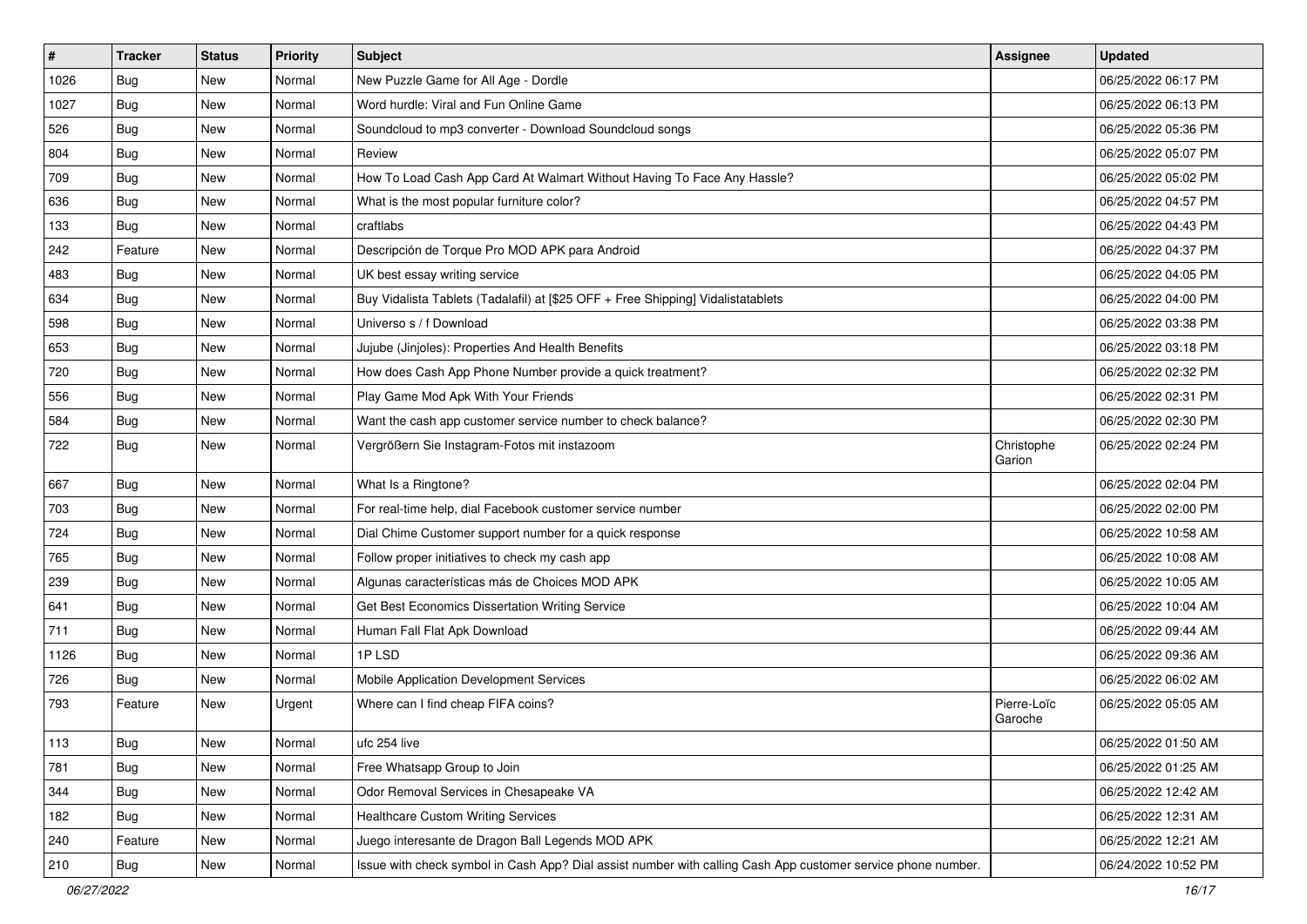| # | Tracker | Status | Priority | Subject | Assignee | Updated |
|---|---|---|---|---|---|---|
| 1026 | Bug | New | Normal | New Puzzle Game for All Age - Dordle | | 06/25/2022 06:17 PM |
| 1027 | Bug | New | Normal | Word hurdle: Viral and Fun Online Game | | 06/25/2022 06:13 PM |
| 526 | Bug | New | Normal | Soundcloud to mp3 converter - Download Soundcloud songs | | 06/25/2022 05:36 PM |
| 804 | Bug | New | Normal | Review | | 06/25/2022 05:07 PM |
| 709 | Bug | New | Normal | How To Load Cash App Card At Walmart Without Having To Face Any Hassle? | | 06/25/2022 05:02 PM |
| 636 | Bug | New | Normal | What is the most popular furniture color? | | 06/25/2022 04:57 PM |
| 133 | Bug | New | Normal | craftlabs | | 06/25/2022 04:43 PM |
| 242 | Feature | New | Normal | Descripción de Torque Pro MOD APK para Android | | 06/25/2022 04:37 PM |
| 483 | Bug | New | Normal | UK best essay writing service | | 06/25/2022 04:05 PM |
| 634 | Bug | New | Normal | Buy Vidalista Tablets (Tadalafil) at [$25 OFF + Free Shipping] Vidalistatablets | | 06/25/2022 04:00 PM |
| 598 | Bug | New | Normal | Universo s / f Download | | 06/25/2022 03:38 PM |
| 653 | Bug | New | Normal | Jujube (Jinjoles): Properties And Health Benefits | | 06/25/2022 03:18 PM |
| 720 | Bug | New | Normal | How does Cash App Phone Number provide a quick treatment? | | 06/25/2022 02:32 PM |
| 556 | Bug | New | Normal | Play Game Mod Apk With Your Friends | | 06/25/2022 02:31 PM |
| 584 | Bug | New | Normal | Want the cash app customer service number to check balance? | | 06/25/2022 02:30 PM |
| 722 | Bug | New | Normal | Vergrößern Sie Instagram-Fotos mit instazoom | Christophe Garion | 06/25/2022 02:24 PM |
| 667 | Bug | New | Normal | What Is a Ringtone? | | 06/25/2022 02:04 PM |
| 703 | Bug | New | Normal | For real-time help, dial Facebook customer service number | | 06/25/2022 02:00 PM |
| 724 | Bug | New | Normal | Dial Chime Customer support number for a quick response | | 06/25/2022 10:58 AM |
| 765 | Bug | New | Normal | Follow proper initiatives to check my cash app | | 06/25/2022 10:08 AM |
| 239 | Bug | New | Normal | Algunas características más de Choices MOD APK | | 06/25/2022 10:05 AM |
| 641 | Bug | New | Normal | Get Best Economics Dissertation Writing Service | | 06/25/2022 10:04 AM |
| 711 | Bug | New | Normal | Human Fall Flat Apk Download | | 06/25/2022 09:44 AM |
| 1126 | Bug | New | Normal | 1P LSD | | 06/25/2022 09:36 AM |
| 726 | Bug | New | Normal | Mobile Application Development Services | | 06/25/2022 06:02 AM |
| 793 | Feature | New | Urgent | Where can I find cheap FIFA coins? | Pierre-Loïc Garoche | 06/25/2022 05:05 AM |
| 113 | Bug | New | Normal | ufc 254 live | | 06/25/2022 01:50 AM |
| 781 | Bug | New | Normal | Free Whatsapp Group to Join | | 06/25/2022 01:25 AM |
| 344 | Bug | New | Normal | Odor Removal Services in Chesapeake VA | | 06/25/2022 12:42 AM |
| 182 | Bug | New | Normal | Healthcare Custom Writing Services | | 06/25/2022 12:31 AM |
| 240 | Feature | New | Normal | Juego interesante de Dragon Ball Legends MOD APK | | 06/25/2022 12:21 AM |
| 210 | Bug | New | Normal | Issue with check symbol in Cash App? Dial assist number with calling Cash App customer service phone number. | | 06/24/2022 10:52 PM |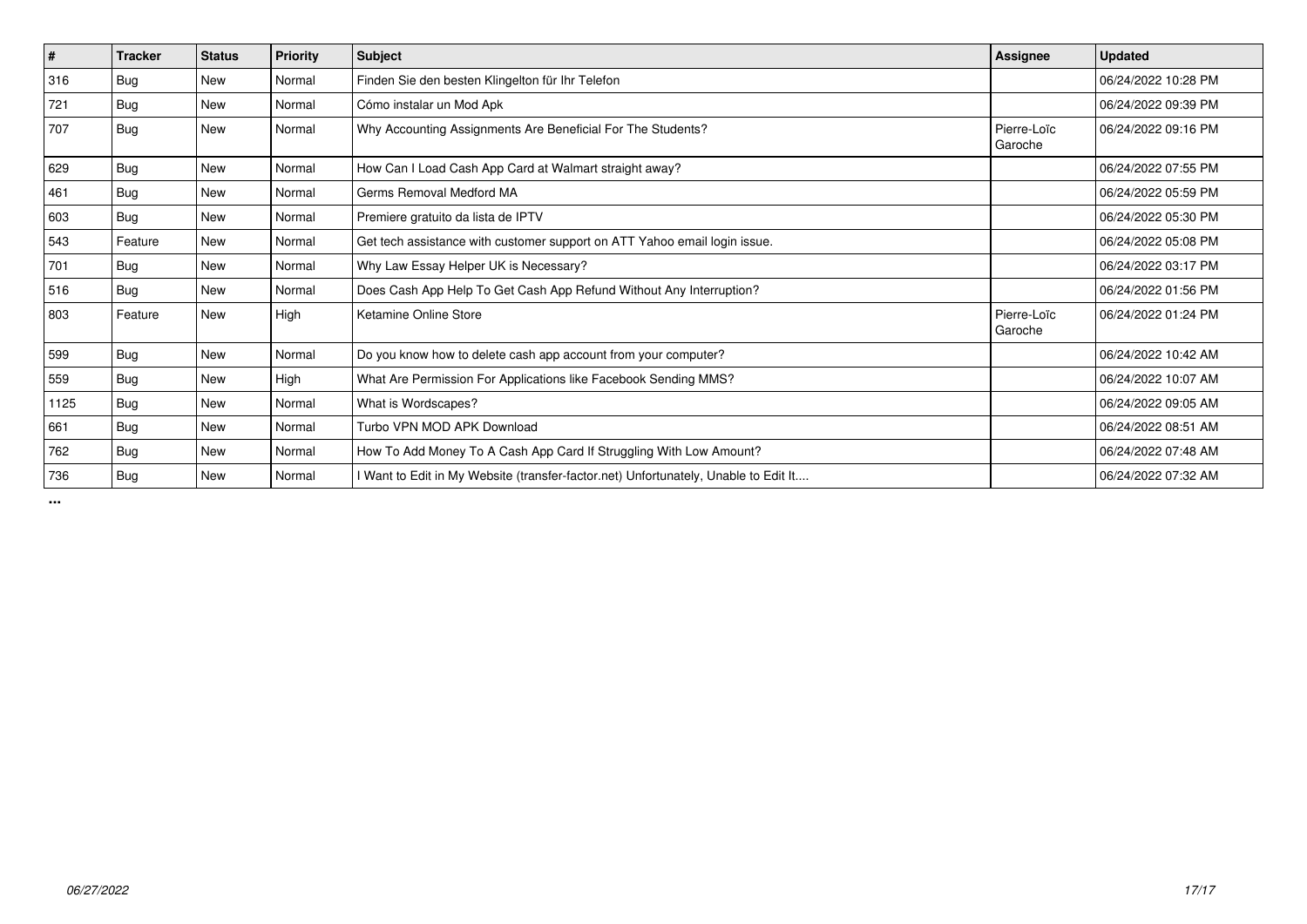| # | Tracker | Status | Priority | Subject | Assignee | Updated |
|---|---|---|---|---|---|---|
| 316 | Bug | New | Normal | Finden Sie den besten Klingelton für Ihr Telefon | | 06/24/2022 10:28 PM |
| 721 | Bug | New | Normal | Cómo instalar un Mod Apk | | 06/24/2022 09:39 PM |
| 707 | Bug | New | Normal | Why Accounting Assignments Are Beneficial For The Students? | Pierre-Loïc Garoche | 06/24/2022 09:16 PM |
| 629 | Bug | New | Normal | How Can I Load Cash App Card at Walmart straight away? | | 06/24/2022 07:55 PM |
| 461 | Bug | New | Normal | Germs Removal Medford MA | | 06/24/2022 05:59 PM |
| 603 | Bug | New | Normal | Premiere gratuito da lista de IPTV | | 06/24/2022 05:30 PM |
| 543 | Feature | New | Normal | Get tech assistance with customer support on ATT Yahoo email login issue. | | 06/24/2022 05:08 PM |
| 701 | Bug | New | Normal | Why Law Essay Helper UK is Necessary? | | 06/24/2022 03:17 PM |
| 516 | Bug | New | Normal | Does Cash App Help To Get Cash App Refund Without Any Interruption? | | 06/24/2022 01:56 PM |
| 803 | Feature | New | High | Ketamine Online Store | Pierre-Loïc Garoche | 06/24/2022 01:24 PM |
| 599 | Bug | New | Normal | Do you know how to delete cash app account from your computer? | | 06/24/2022 10:42 AM |
| 559 | Bug | New | High | What Are Permission For Applications like Facebook Sending MMS? | | 06/24/2022 10:07 AM |
| 1125 | Bug | New | Normal | What is Wordscapes? | | 06/24/2022 09:05 AM |
| 661 | Bug | New | Normal | Turbo VPN MOD APK Download | | 06/24/2022 08:51 AM |
| 762 | Bug | New | Normal | How To Add Money To A Cash App Card If Struggling With Low Amount? | | 06/24/2022 07:48 AM |
| 736 | Bug | New | Normal | I Want to Edit in My Website (transfer-factor.net) Unfortunately, Unable to Edit It.... | | 06/24/2022 07:32 AM |

...

*06/27/2022*